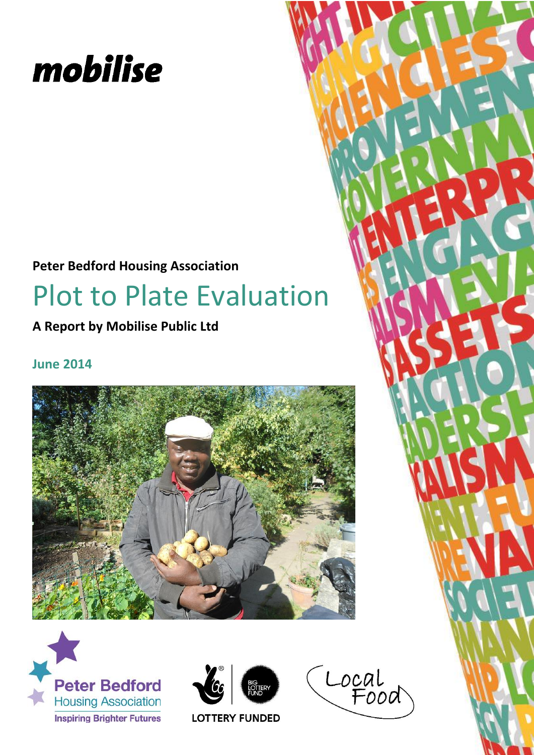mobilise

**Peter Bedford Housing Association**

# Plot to Plate Evaluation

**A Report by Mobilise Public Ltd**

**June 2014**

Peter Bedford Housing Association
Inspiring Brighter Futures

LOTTERY FUNDED

Local Food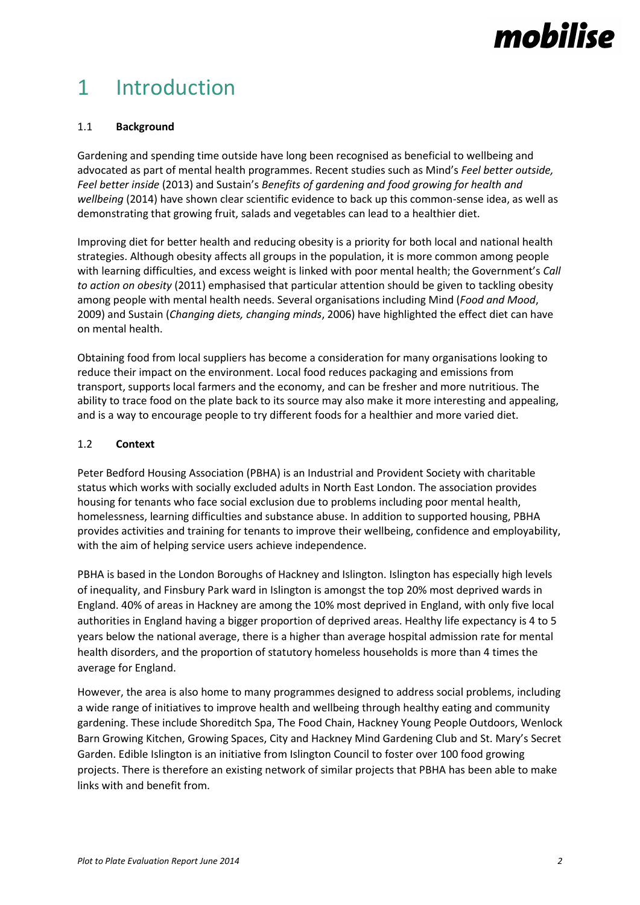# 1 Introduction

## 1.1 **Background**

Gardening and spending time outside have long been recognised as beneficial to wellbeing and advocated as part of mental health programmes. Recent studies such as Mind's *Feel better outside, Feel better inside* (2013) and Sustain's *Benefits of gardening and food growing for health and wellbeing* (2014) have shown clear scientific evidence to back up this common-sense idea, as well as demonstrating that growing fruit, salads and vegetables can lead to a healthier diet.

Improving diet for better health and reducing obesity is a priority for both local and national health strategies. Although obesity affects all groups in the population, it is more common among people with learning difficulties, and excess weight is linked with poor mental health; the Government's *Call to action on obesity* (2011) emphasised that particular attention should be given to tackling obesity among people with mental health needs. Several organisations including Mind (*Food and Mood*, 2009) and Sustain (*Changing diets, changing minds*, 2006) have highlighted the effect diet can have on mental health.

Obtaining food from local suppliers has become a consideration for many organisations looking to reduce their impact on the environment. Local food reduces packaging and emissions from transport, supports local farmers and the economy, and can be fresher and more nutritious. The ability to trace food on the plate back to its source may also make it more interesting and appealing, and is a way to encourage people to try different foods for a healthier and more varied diet.

## 1.2 **Context**

Peter Bedford Housing Association (PBHA) is an Industrial and Provident Society with charitable status which works with socially excluded adults in North East London. The association provides housing for tenants who face social exclusion due to problems including poor mental health, homelessness, learning difficulties and substance abuse. In addition to supported housing, PBHA provides activities and training for tenants to improve their wellbeing, confidence and employability, with the aim of helping service users achieve independence.

PBHA is based in the London Boroughs of Hackney and Islington. Islington has especially high levels of inequality, and Finsbury Park ward in Islington is amongst the top 20% most deprived wards in England. 40% of areas in Hackney are among the 10% most deprived in England, with only five local authorities in England having a bigger proportion of deprived areas. Healthy life expectancy is 4 to 5 years below the national average, there is a higher than average hospital admission rate for mental health disorders, and the proportion of statutory homeless households is more than 4 times the average for England.

However, the area is also home to many programmes designed to address social problems, including a wide range of initiatives to improve health and wellbeing through healthy eating and community gardening. These include Shoreditch Spa, The Food Chain, Hackney Young People Outdoors, Wenlock Barn Growing Kitchen, Growing Spaces, City and Hackney Mind Gardening Club and St. Mary's Secret Garden. Edible Islington is an initiative from Islington Council to foster over 100 food growing projects. There is therefore an existing network of similar projects that PBHA has been able to make links with and benefit from.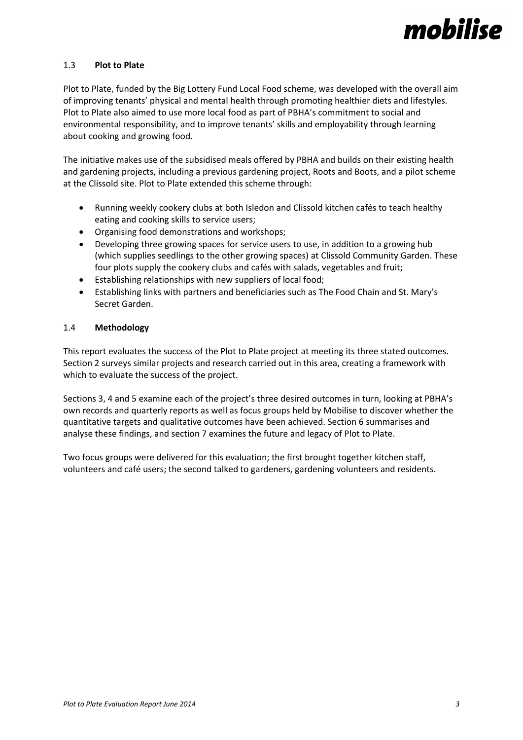### 1.3 **Plot to Plate**

Plot to Plate, funded by the Big Lottery Fund Local Food scheme, was developed with the overall aim of improving tenants' physical and mental health through promoting healthier diets and lifestyles. Plot to Plate also aimed to use more local food as part of PBHA's commitment to social and environmental responsibility, and to improve tenants' skills and employability through learning about cooking and growing food.

The initiative makes use of the subsidised meals offered by PBHA and builds on their existing health and gardening projects, including a previous gardening project, Roots and Boots, and a pilot scheme at the Clissold site. Plot to Plate extended this scheme through:

- Running weekly cookery clubs at both Isledon and Clissold kitchen cafés to teach healthy eating and cooking skills to service users;
- Organising food demonstrations and workshops;
- Developing three growing spaces for service users to use, in addition to a growing hub (which supplies seedlings to the other growing spaces) at Clissold Community Garden. These four plots supply the cookery clubs and cafés with salads, vegetables and fruit;
- Establishing relationships with new suppliers of local food;
- Establishing links with partners and beneficiaries such as The Food Chain and St. Mary's Secret Garden.

### 1.4 **Methodology**

This report evaluates the success of the Plot to Plate project at meeting its three stated outcomes. Section 2 surveys similar projects and research carried out in this area, creating a framework with which to evaluate the success of the project.

Sections 3, 4 and 5 examine each of the project's three desired outcomes in turn, looking at PBHA's own records and quarterly reports as well as focus groups held by Mobilise to discover whether the quantitative targets and qualitative outcomes have been achieved. Section 6 summarises and analyse these findings, and section 7 examines the future and legacy of Plot to Plate.

Two focus groups were delivered for this evaluation; the first brought together kitchen staff, volunteers and café users; the second talked to gardeners, gardening volunteers and residents.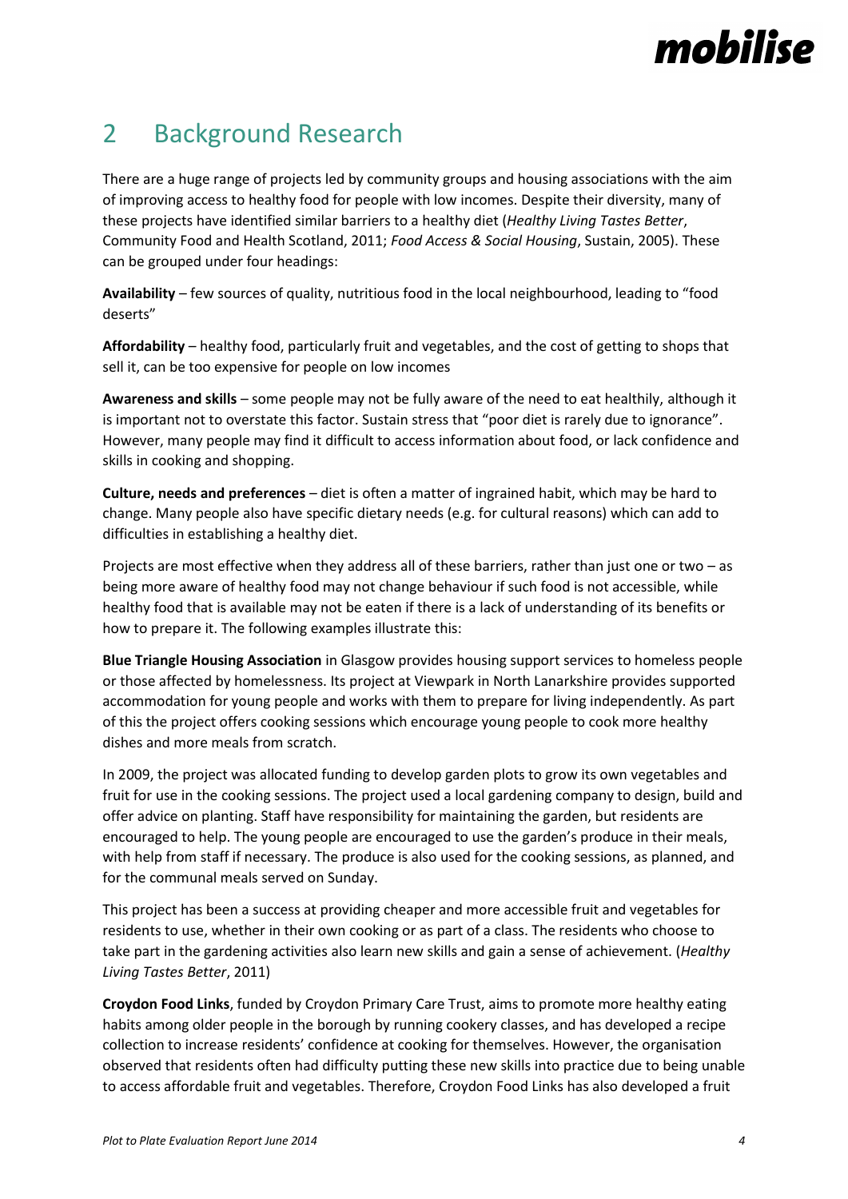## 2 Background Research

There are a huge range of projects led by community groups and housing associations with the aim of improving access to healthy food for people with low incomes. Despite their diversity, many of these projects have identified similar barriers to a healthy diet (*Healthy Living Tastes Better*, Community Food and Health Scotland, 2011; *Food Access & Social Housing*, Sustain, 2005). These can be grouped under four headings:

**Availability** – few sources of quality, nutritious food in the local neighbourhood, leading to "food deserts"

**Affordability** – healthy food, particularly fruit and vegetables, and the cost of getting to shops that sell it, can be too expensive for people on low incomes

**Awareness and skills** – some people may not be fully aware of the need to eat healthily, although it is important not to overstate this factor. Sustain stress that "poor diet is rarely due to ignorance". However, many people may find it difficult to access information about food, or lack confidence and skills in cooking and shopping.

**Culture, needs and preferences** – diet is often a matter of ingrained habit, which may be hard to change. Many people also have specific dietary needs (e.g. for cultural reasons) which can add to difficulties in establishing a healthy diet.

Projects are most effective when they address all of these barriers, rather than just one or two – as being more aware of healthy food may not change behaviour if such food is not accessible, while healthy food that is available may not be eaten if there is a lack of understanding of its benefits or how to prepare it. The following examples illustrate this:

**Blue Triangle Housing Association** in Glasgow provides housing support services to homeless people or those affected by homelessness. Its project at Viewpark in North Lanarkshire provides supported accommodation for young people and works with them to prepare for living independently. As part of this the project offers cooking sessions which encourage young people to cook more healthy dishes and more meals from scratch.

In 2009, the project was allocated funding to develop garden plots to grow its own vegetables and fruit for use in the cooking sessions. The project used a local gardening company to design, build and offer advice on planting. Staff have responsibility for maintaining the garden, but residents are encouraged to help. The young people are encouraged to use the garden's produce in their meals, with help from staff if necessary. The produce is also used for the cooking sessions, as planned, and for the communal meals served on Sunday.

This project has been a success at providing cheaper and more accessible fruit and vegetables for residents to use, whether in their own cooking or as part of a class. The residents who choose to take part in the gardening activities also learn new skills and gain a sense of achievement. (*Healthy Living Tastes Better*, 2011)

**Croydon Food Links**, funded by Croydon Primary Care Trust, aims to promote more healthy eating habits among older people in the borough by running cookery classes, and has developed a recipe collection to increase residents' confidence at cooking for themselves. However, the organisation observed that residents often had difficulty putting these new skills into practice due to being unable to access affordable fruit and vegetables. Therefore, Croydon Food Links has also developed a fruit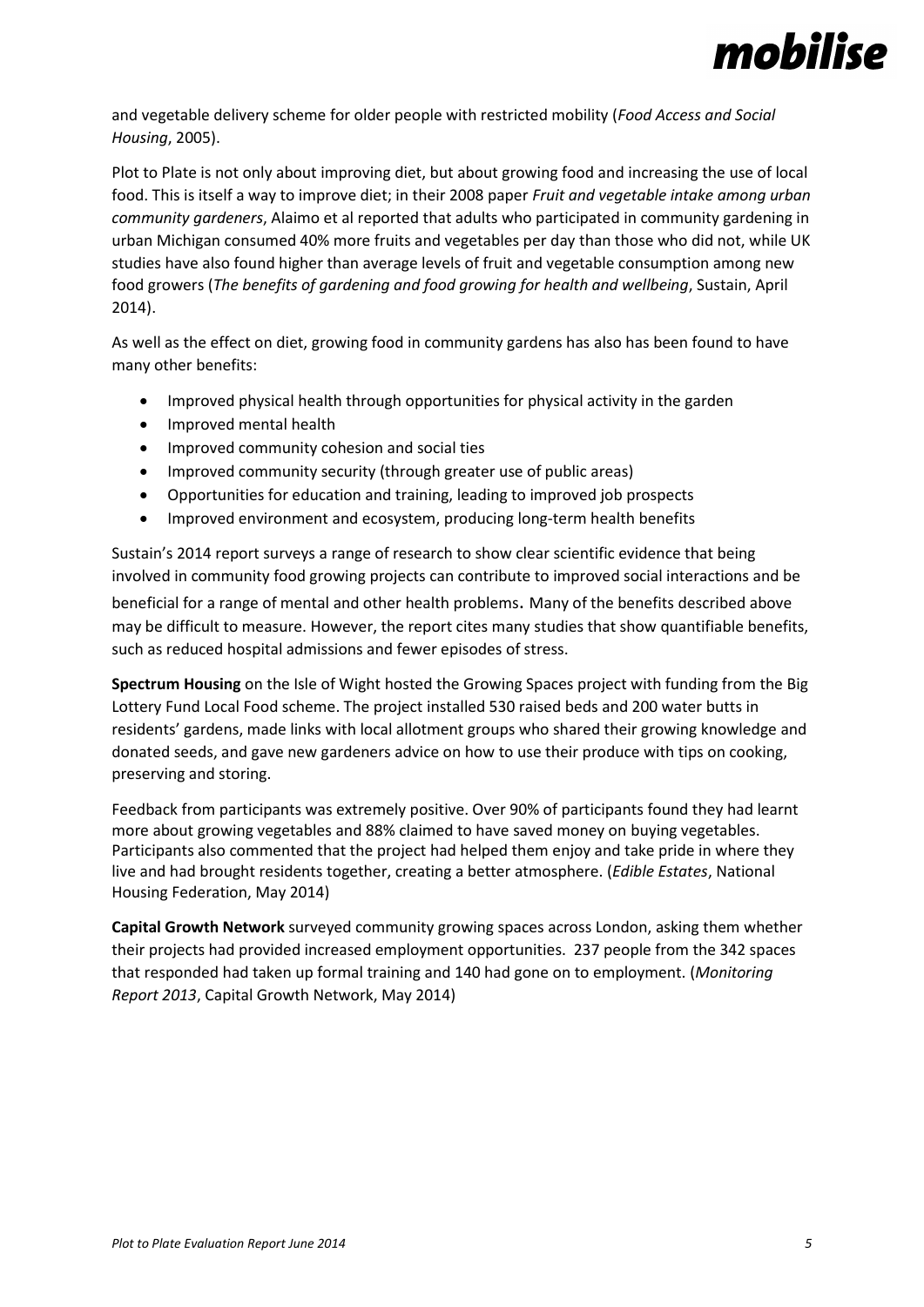and vegetable delivery scheme for older people with restricted mobility (*Food Access and Social Housing*, 2005).

Plot to Plate is not only about improving diet, but about growing food and increasing the use of local food. This is itself a way to improve diet; in their 2008 paper *Fruit and vegetable intake among urban community gardeners*, Alaimo et al reported that adults who participated in community gardening in urban Michigan consumed 40% more fruits and vegetables per day than those who did not, while UK studies have also found higher than average levels of fruit and vegetable consumption among new food growers (*The benefits of gardening and food growing for health and wellbeing*, Sustain, April 2014).

As well as the effect on diet, growing food in community gardens has also has been found to have many other benefits:

- Improved physical health through opportunities for physical activity in the garden
- Improved mental health
- Improved community cohesion and social ties
- Improved community security (through greater use of public areas)
- Opportunities for education and training, leading to improved job prospects
- Improved environment and ecosystem, producing long-term health benefits

Sustain's 2014 report surveys a range of research to show clear scientific evidence that being involved in community food growing projects can contribute to improved social interactions and be beneficial for a range of mental and other health problems. Many of the benefits described above may be difficult to measure. However, the report cites many studies that show quantifiable benefits, such as reduced hospital admissions and fewer episodes of stress.

**Spectrum Housing** on the Isle of Wight hosted the Growing Spaces project with funding from the Big Lottery Fund Local Food scheme. The project installed 530 raised beds and 200 water butts in residents' gardens, made links with local allotment groups who shared their growing knowledge and donated seeds, and gave new gardeners advice on how to use their produce with tips on cooking, preserving and storing.

Feedback from participants was extremely positive. Over 90% of participants found they had learnt more about growing vegetables and 88% claimed to have saved money on buying vegetables. Participants also commented that the project had helped them enjoy and take pride in where they live and had brought residents together, creating a better atmosphere. (*Edible Estates*, National Housing Federation, May 2014)

**Capital Growth Network** surveyed community growing spaces across London, asking them whether their projects had provided increased employment opportunities. 237 people from the 342 spaces that responded had taken up formal training and 140 had gone on to employment. (*Monitoring Report 2013*, Capital Growth Network, May 2014)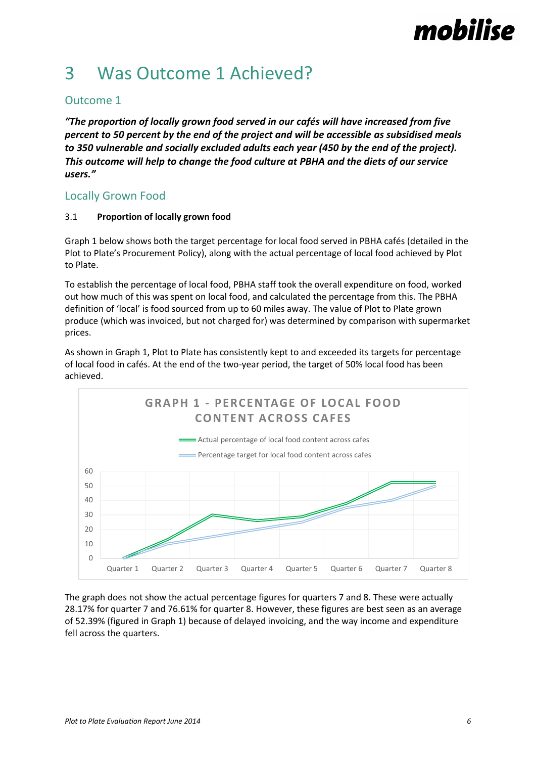# 3 Was Outcome 1 Achieved?

## Outcome 1

***"The proportion of locally grown food served in our cafés will have increased from five percent to 50 percent by the end of the project and will be accessible as subsidised meals to 350 vulnerable and socially excluded adults each year (450 by the end of the project). This outcome will help to change the food culture at PBHA and the diets of our service users."***

## Locally Grown Food

### 3.1 Proportion of locally grown food

Graph 1 below shows both the target percentage for local food served in PBHA cafés (detailed in the Plot to Plate's Procurement Policy), along with the actual percentage of local food achieved by Plot to Plate.

To establish the percentage of local food, PBHA staff took the overall expenditure on food, worked out how much of this was spent on local food, and calculated the percentage from this. The PBHA definition of 'local' is food sourced from up to 60 miles away. The value of Plot to Plate grown produce (which was invoiced, but not charged for) was determined by comparison with supermarket prices.

As shown in Graph 1, Plot to Plate has consistently kept to and exceeded its targets for percentage of local food in cafés. At the end of the two-year period, the target of 50% local food has been achieved.

**GRAPH 1 - PERCENTAGE OF LOCAL FOOD CONTENT ACROSS CAFES**

Legend: Actual percentage of local food content across cafes; Percentage target for local food content across cafes

Quarters 1–8 on the horizontal axis; percentage (0–60) on the vertical axis.

The graph does not show the actual percentage figures for quarters 7 and 8. These were actually 28.17% for quarter 7 and 76.61% for quarter 8. However, these figures are best seen as an average of 52.39% (figured in Graph 1) because of delayed invoicing, and the way income and expenditure fell across the quarters.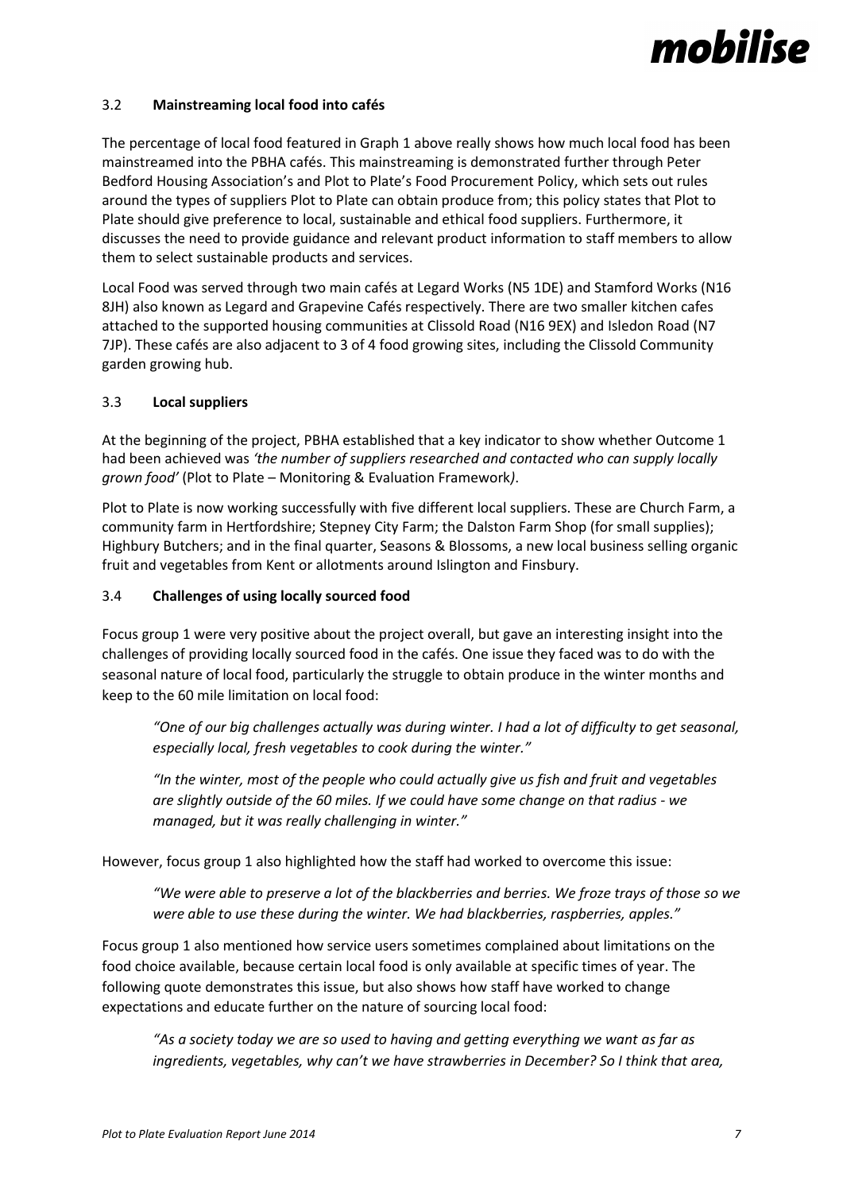### 3.2 **Mainstreaming local food into cafés**

The percentage of local food featured in Graph 1 above really shows how much local food has been mainstreamed into the PBHA cafés. This mainstreaming is demonstrated further through Peter Bedford Housing Association's and Plot to Plate's Food Procurement Policy, which sets out rules around the types of suppliers Plot to Plate can obtain produce from; this policy states that Plot to Plate should give preference to local, sustainable and ethical food suppliers. Furthermore, it discusses the need to provide guidance and relevant product information to staff members to allow them to select sustainable products and services.

Local Food was served through two main cafés at Legard Works (N5 1DE) and Stamford Works (N16 8JH) also known as Legard and Grapevine Cafés respectively. There are two smaller kitchen cafes attached to the supported housing communities at Clissold Road (N16 9EX) and Isledon Road (N7 7JP). These cafés are also adjacent to 3 of 4 food growing sites, including the Clissold Community garden growing hub.

### 3.3 **Local suppliers**

At the beginning of the project, PBHA established that a key indicator to show whether Outcome 1 had been achieved was *'the number of suppliers researched and contacted who can supply locally grown food'* (Plot to Plate – Monitoring & Evaluation Framework).

Plot to Plate is now working successfully with five different local suppliers. These are Church Farm, a community farm in Hertfordshire; Stepney City Farm; the Dalston Farm Shop (for small supplies); Highbury Butchers; and in the final quarter, Seasons & Blossoms, a new local business selling organic fruit and vegetables from Kent or allotments around Islington and Finsbury.

### 3.4 **Challenges of using locally sourced food**

Focus group 1 were very positive about the project overall, but gave an interesting insight into the challenges of providing locally sourced food in the cafés. One issue they faced was to do with the seasonal nature of local food, particularly the struggle to obtain produce in the winter months and keep to the 60 mile limitation on local food:

> *"One of our big challenges actually was during winter. I had a lot of difficulty to get seasonal, especially local, fresh vegetables to cook during the winter."*

> *"In the winter, most of the people who could actually give us fish and fruit and vegetables are slightly outside of the 60 miles. If we could have some change on that radius - we managed, but it was really challenging in winter."*

However, focus group 1 also highlighted how the staff had worked to overcome this issue:

> *"We were able to preserve a lot of the blackberries and berries. We froze trays of those so we were able to use these during the winter. We had blackberries, raspberries, apples."*

Focus group 1 also mentioned how service users sometimes complained about limitations on the food choice available, because certain local food is only available at specific times of year. The following quote demonstrates this issue, but also shows how staff have worked to change expectations and educate further on the nature of sourcing local food:

> *"As a society today we are so used to having and getting everything we want as far as ingredients, vegetables, why can't we have strawberries in December? So I think that area,*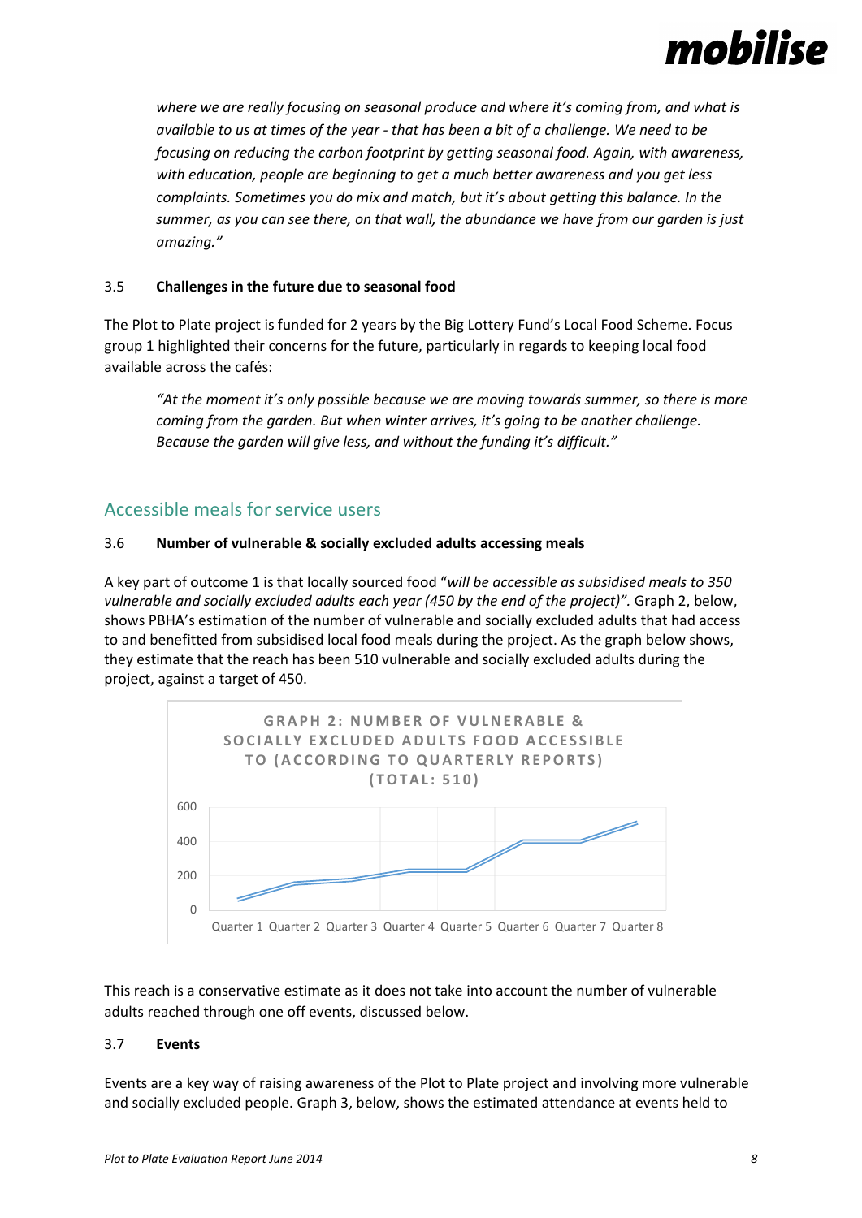*where we are really focusing on seasonal produce and where it's coming from, and what is available to us at times of the year - that has been a bit of a challenge. We need to be focusing on reducing the carbon footprint by getting seasonal food. Again, with awareness, with education, people are beginning to get a much better awareness and you get less complaints. Sometimes you do mix and match, but it's about getting this balance. In the summer, as you can see there, on that wall, the abundance we have from our garden is just amazing."*

### 3.5 Challenges in the future due to seasonal food

The Plot to Plate project is funded for 2 years by the Big Lottery Fund's Local Food Scheme. Focus group 1 highlighted their concerns for the future, particularly in regards to keeping local food available across the cafés:

> *"At the moment it's only possible because we are moving towards summer, so there is more coming from the garden. But when winter arrives, it's going to be another challenge. Because the garden will give less, and without the funding it's difficult."*

## Accessible meals for service users

### 3.6 Number of vulnerable & socially excluded adults accessing meals

A key part of outcome 1 is that locally sourced food "*will be accessible as subsidised meals to 350 vulnerable and socially excluded adults each year (450 by the end of the project)".* Graph 2, below, shows PBHA's estimation of the number of vulnerable and socially excluded adults that had access to and benefitted from subsidised local food meals during the project. As the graph below shows, they estimate that the reach has been 510 vulnerable and socially excluded adults during the project, against a target of 450.

GRAPH 2: NUMBER OF VULNERABLE & SOCIALLY EXCLUDED ADULTS FOOD ACCESSIBLE TO (ACCORDING TO QUARTERLY REPORTS) (TOTAL: 510)

This reach is a conservative estimate as it does not take into account the number of vulnerable adults reached through one off events, discussed below.

### 3.7 Events

Events are a key way of raising awareness of the Plot to Plate project and involving more vulnerable and socially excluded people. Graph 3, below, shows the estimated attendance at events held to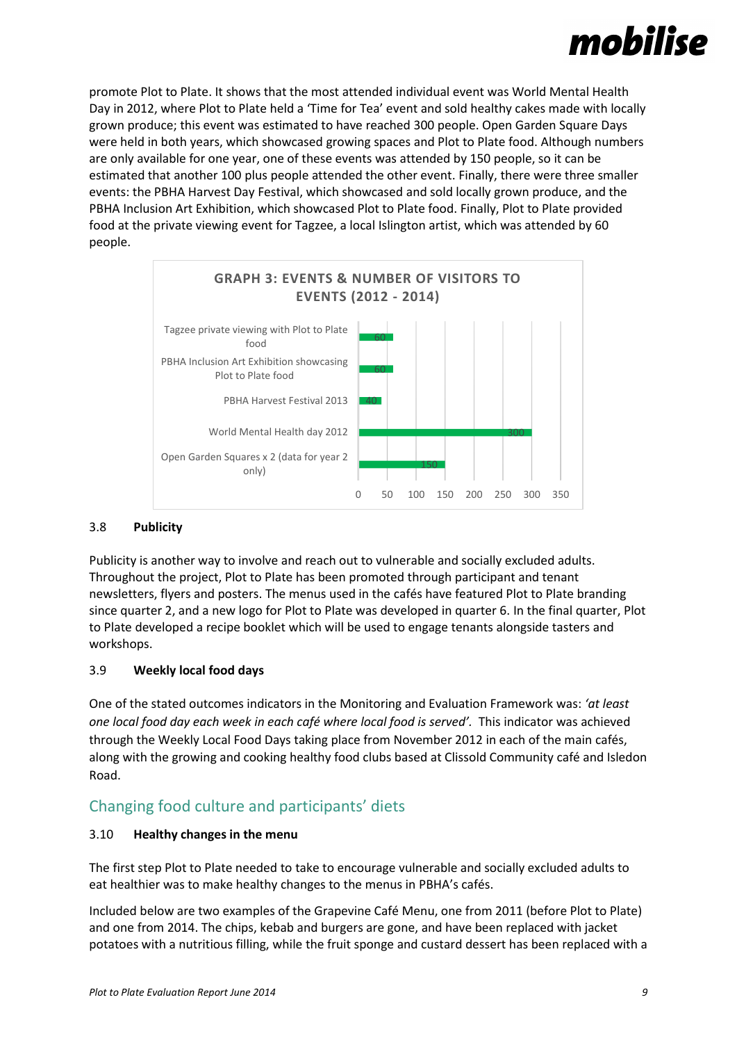promote Plot to Plate. It shows that the most attended individual event was World Mental Health Day in 2012, where Plot to Plate held a 'Time for Tea' event and sold healthy cakes made with locally grown produce; this event was estimated to have reached 300 people. Open Garden Square Days were held in both years, which showcased growing spaces and Plot to Plate food. Although numbers are only available for one year, one of these events was attended by 150 people, so it can be estimated that another 100 plus people attended the other event. Finally, there were three smaller events: the PBHA Harvest Day Festival, which showcased and sold locally grown produce, and the PBHA Inclusion Art Exhibition, which showcased Plot to Plate food. Finally, Plot to Plate provided food at the private viewing event for Tagzee, a local Islington artist, which was attended by 60 people.

**GRAPH 3: EVENTS & NUMBER OF VISITORS TO EVENTS (2012 - 2014)**

| Event | Visitors |
| --- | --- |
| Tagzee private viewing with Plot to Plate food | 60 |
| PBHA Inclusion Art Exhibition showcasing Plot to Plate food | 60 |
| PBHA Harvest Festival 2013 | 40 |
| World Mental Health day 2012 | 300 |
| Open Garden Squares x 2 (data for year 2 only) | 150 |

### 3.8 Publicity

Publicity is another way to involve and reach out to vulnerable and socially excluded adults. Throughout the project, Plot to Plate has been promoted through participant and tenant newsletters, flyers and posters. The menus used in the cafés have featured Plot to Plate branding since quarter 2, and a new logo for Plot to Plate was developed in quarter 6. In the final quarter, Plot to Plate developed a recipe booklet which will be used to engage tenants alongside tasters and workshops.

### 3.9 Weekly local food days

One of the stated outcomes indicators in the Monitoring and Evaluation Framework was: *'at least one local food day each week in each café where local food is served'.* This indicator was achieved through the Weekly Local Food Days taking place from November 2012 in each of the main cafés, along with the growing and cooking healthy food clubs based at Clissold Community café and Isledon Road.

## Changing food culture and participants' diets

### 3.10 Healthy changes in the menu

The first step Plot to Plate needed to take to encourage vulnerable and socially excluded adults to eat healthier was to make healthy changes to the menus in PBHA's cafés.

Included below are two examples of the Grapevine Café Menu, one from 2011 (before Plot to Plate) and one from 2014. The chips, kebab and burgers are gone, and have been replaced with jacket potatoes with a nutritious filling, while the fruit sponge and custard dessert has been replaced with a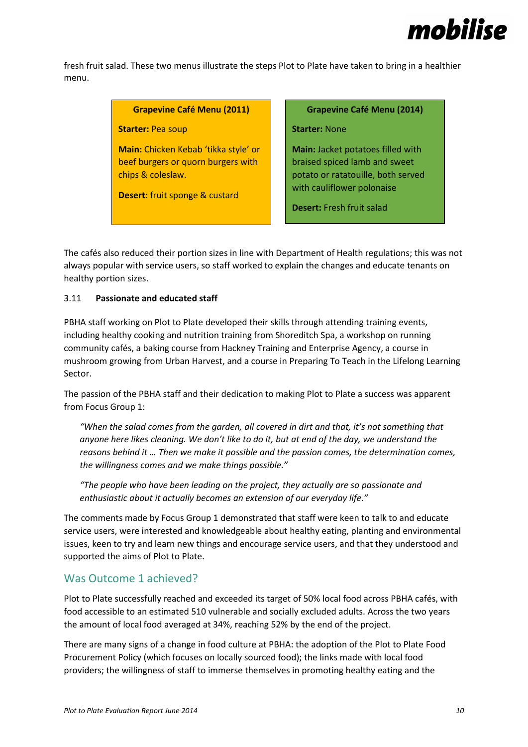fresh fruit salad. These two menus illustrate the steps Plot to Plate have taken to bring in a healthier menu.

| Grapevine Café Menu (2011) | Grapevine Café Menu (2014) |
| --- | --- |
| **Starter:** Pea soup | **Starter:** None |
| **Main:** Chicken Kebab 'tikka style' or beef burgers or quorn burgers with chips & coleslaw. | **Main:** Jacket potatoes filled with braised spiced lamb and sweet potato or ratatouille, both served with cauliflower polonaise |
| **Desert:** fruit sponge & custard | **Desert:** Fresh fruit salad |

The cafés also reduced their portion sizes in line with Department of Health regulations; this was not always popular with service users, so staff worked to explain the changes and educate tenants on healthy portion sizes.

### 3.11 Passionate and educated staff

PBHA staff working on Plot to Plate developed their skills through attending training events, including healthy cooking and nutrition training from Shoreditch Spa, a workshop on running community cafés, a baking course from Hackney Training and Enterprise Agency, a course in mushroom growing from Urban Harvest, and a course in Preparing To Teach in the Lifelong Learning Sector.

The passion of the PBHA staff and their dedication to making Plot to Plate a success was apparent from Focus Group 1:

> *"When the salad comes from the garden, all covered in dirt and that, it's not something that anyone here likes cleaning. We don't like to do it, but at end of the day, we understand the reasons behind it … Then we make it possible and the passion comes, the determination comes, the willingness comes and we make things possible."*

> *"The people who have been leading on the project, they actually are so passionate and enthusiastic about it actually becomes an extension of our everyday life."*

The comments made by Focus Group 1 demonstrated that staff were keen to talk to and educate service users, were interested and knowledgeable about healthy eating, planting and environmental issues, keen to try and learn new things and encourage service users, and that they understood and supported the aims of Plot to Plate.

## Was Outcome 1 achieved?

Plot to Plate successfully reached and exceeded its target of 50% local food across PBHA cafés, with food accessible to an estimated 510 vulnerable and socially excluded adults. Across the two years the amount of local food averaged at 34%, reaching 52% by the end of the project.

There are many signs of a change in food culture at PBHA: the adoption of the Plot to Plate Food Procurement Policy (which focuses on locally sourced food); the links made with local food providers; the willingness of staff to immerse themselves in promoting healthy eating and the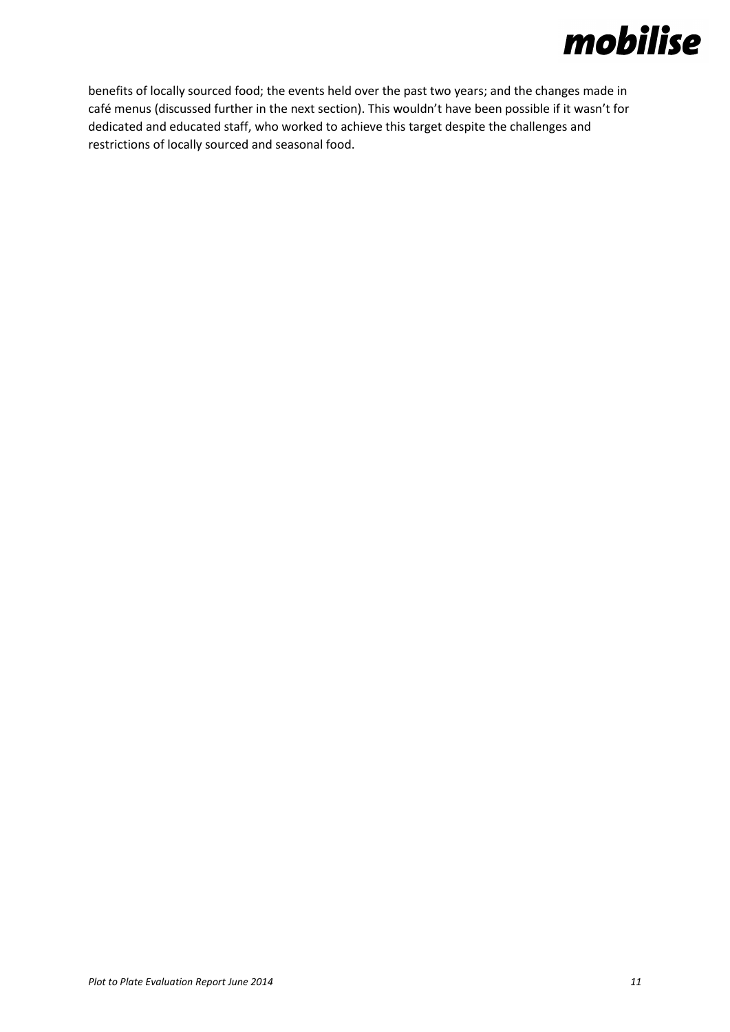benefits of locally sourced food; the events held over the past two years; and the changes made in café menus (discussed further in the next section). This wouldn't have been possible if it wasn't for dedicated and educated staff, who worked to achieve this target despite the challenges and restrictions of locally sourced and seasonal food.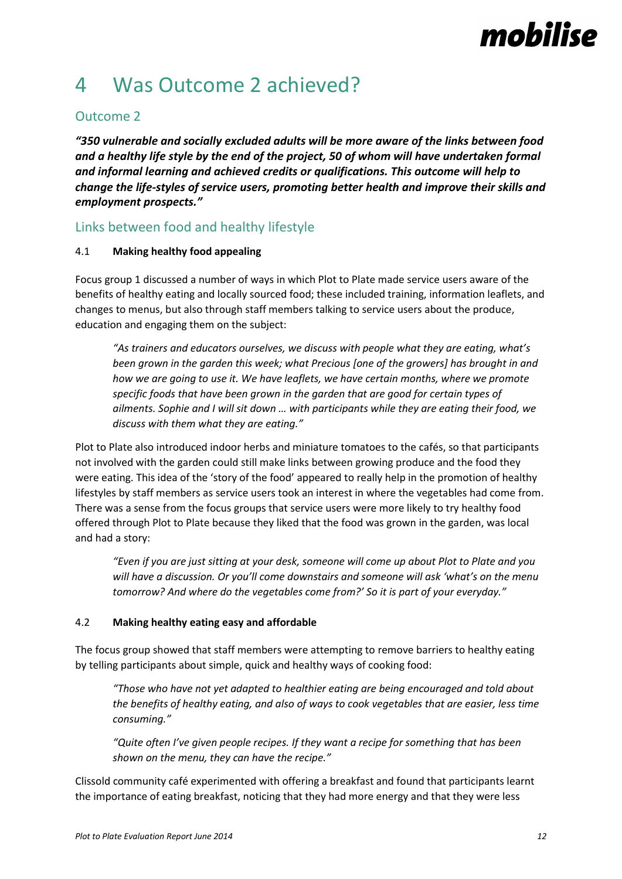# 4 Was Outcome 2 achieved?

## Outcome 2

***"350 vulnerable and socially excluded adults will be more aware of the links between food and a healthy life style by the end of the project, 50 of whom will have undertaken formal and informal learning and achieved credits or qualifications. This outcome will help to change the life-styles of service users, promoting better health and improve their skills and employment prospects."***

## Links between food and healthy lifestyle

### 4.1 Making healthy food appealing

Focus group 1 discussed a number of ways in which Plot to Plate made service users aware of the benefits of healthy eating and locally sourced food; these included training, information leaflets, and changes to menus, but also through staff members talking to service users about the produce, education and engaging them on the subject:

> *"As trainers and educators ourselves, we discuss with people what they are eating, what's been grown in the garden this week; what Precious [one of the growers] has brought in and how we are going to use it. We have leaflets, we have certain months, where we promote specific foods that have been grown in the garden that are good for certain types of ailments. Sophie and I will sit down … with participants while they are eating their food, we discuss with them what they are eating."*

Plot to Plate also introduced indoor herbs and miniature tomatoes to the cafés, so that participants not involved with the garden could still make links between growing produce and the food they were eating. This idea of the 'story of the food' appeared to really help in the promotion of healthy lifestyles by staff members as service users took an interest in where the vegetables had come from. There was a sense from the focus groups that service users were more likely to try healthy food offered through Plot to Plate because they liked that the food was grown in the garden, was local and had a story:

> *"Even if you are just sitting at your desk, someone will come up about Plot to Plate and you will have a discussion. Or you'll come downstairs and someone will ask 'what's on the menu tomorrow? And where do the vegetables come from?' So it is part of your everyday."*

### 4.2 Making healthy eating easy and affordable

The focus group showed that staff members were attempting to remove barriers to healthy eating by telling participants about simple, quick and healthy ways of cooking food:

> *"Those who have not yet adapted to healthier eating are being encouraged and told about the benefits of healthy eating, and also of ways to cook vegetables that are easier, less time consuming."*
>
> *"Quite often I've given people recipes. If they want a recipe for something that has been shown on the menu, they can have the recipe."*

Clissold community café experimented with offering a breakfast and found that participants learnt the importance of eating breakfast, noticing that they had more energy and that they were less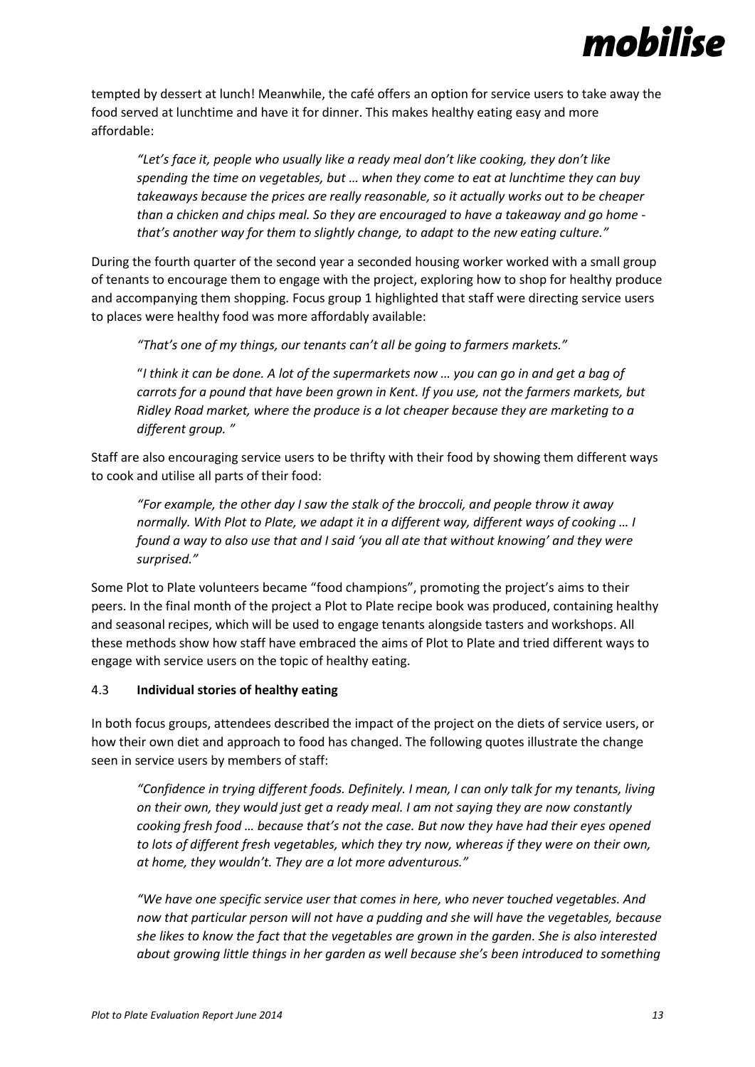tempted by dessert at lunch! Meanwhile, the café offers an option for service users to take away the food served at lunchtime and have it for dinner. This makes healthy eating easy and more affordable:

> *"Let's face it, people who usually like a ready meal don't like cooking, they don't like spending the time on vegetables, but … when they come to eat at lunchtime they can buy takeaways because the prices are really reasonable, so it actually works out to be cheaper than a chicken and chips meal. So they are encouraged to have a takeaway and go home - that's another way for them to slightly change, to adapt to the new eating culture."*

During the fourth quarter of the second year a seconded housing worker worked with a small group of tenants to encourage them to engage with the project, exploring how to shop for healthy produce and accompanying them shopping. Focus group 1 highlighted that staff were directing service users to places were healthy food was more affordably available:

> *"That's one of my things, our tenants can't all be going to farmers markets."*
>
> "*I think it can be done. A lot of the supermarkets now … you can go in and get a bag of carrots for a pound that have been grown in Kent. If you use, not the farmers markets, but Ridley Road market, where the produce is a lot cheaper because they are marketing to a different group. "*

Staff are also encouraging service users to be thrifty with their food by showing them different ways to cook and utilise all parts of their food:

> *"For example, the other day I saw the stalk of the broccoli, and people throw it away normally. With Plot to Plate, we adapt it in a different way, different ways of cooking … I found a way to also use that and I said 'you all ate that without knowing' and they were surprised."*

Some Plot to Plate volunteers became "food champions", promoting the project's aims to their peers. In the final month of the project a Plot to Plate recipe book was produced, containing healthy and seasonal recipes, which will be used to engage tenants alongside tasters and workshops. All these methods show how staff have embraced the aims of Plot to Plate and tried different ways to engage with service users on the topic of healthy eating.

### 4.3 **Individual stories of healthy eating**

In both focus groups, attendees described the impact of the project on the diets of service users, or how their own diet and approach to food has changed. The following quotes illustrate the change seen in service users by members of staff:

> *"Confidence in trying different foods. Definitely. I mean, I can only talk for my tenants, living on their own, they would just get a ready meal. I am not saying they are now constantly cooking fresh food … because that's not the case. But now they have had their eyes opened to lots of different fresh vegetables, which they try now, whereas if they were on their own, at home, they wouldn't. They are a lot more adventurous."*

> *"We have one specific service user that comes in here, who never touched vegetables. And now that particular person will not have a pudding and she will have the vegetables, because she likes to know the fact that the vegetables are grown in the garden. She is also interested about growing little things in her garden as well because she's been introduced to something*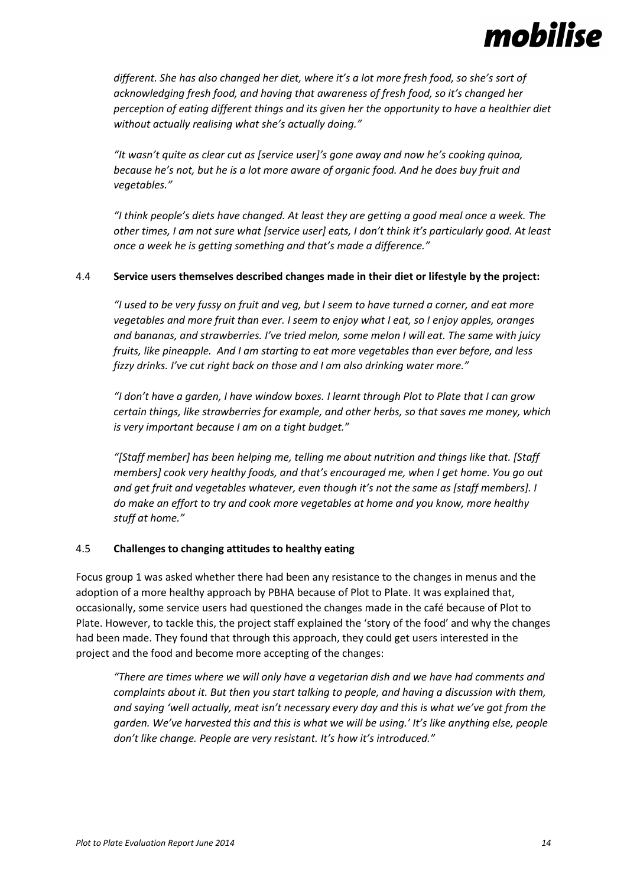*different. She has also changed her diet, where it's a lot more fresh food, so she's sort of acknowledging fresh food, and having that awareness of fresh food, so it's changed her perception of eating different things and its given her the opportunity to have a healthier diet without actually realising what she's actually doing."*

*"It wasn't quite as clear cut as [service user]'s gone away and now he's cooking quinoa, because he's not, but he is a lot more aware of organic food. And he does buy fruit and vegetables."*

*"I think people's diets have changed. At least they are getting a good meal once a week. The other times, I am not sure what [service user] eats, I don't think it's particularly good. At least once a week he is getting something and that's made a difference."*

4.4 **Service users themselves described changes made in their diet or lifestyle by the project:**

*"I used to be very fussy on fruit and veg, but I seem to have turned a corner, and eat more vegetables and more fruit than ever. I seem to enjoy what I eat, so I enjoy apples, oranges and bananas, and strawberries. I've tried melon, some melon I will eat. The same with juicy fruits, like pineapple. And I am starting to eat more vegetables than ever before, and less fizzy drinks. I've cut right back on those and I am also drinking water more."*

*"I don't have a garden, I have window boxes. I learnt through Plot to Plate that I can grow certain things, like strawberries for example, and other herbs, so that saves me money, which is very important because I am on a tight budget."*

*"[Staff member] has been helping me, telling me about nutrition and things like that. [Staff members] cook very healthy foods, and that's encouraged me, when I get home. You go out and get fruit and vegetables whatever, even though it's not the same as [staff members]. I do make an effort to try and cook more vegetables at home and you know, more healthy stuff at home."*

4.5 **Challenges to changing attitudes to healthy eating**

Focus group 1 was asked whether there had been any resistance to the changes in menus and the adoption of a more healthy approach by PBHA because of Plot to Plate. It was explained that, occasionally, some service users had questioned the changes made in the café because of Plot to Plate. However, to tackle this, the project staff explained the 'story of the food' and why the changes had been made. They found that through this approach, they could get users interested in the project and the food and become more accepting of the changes:

*"There are times where we will only have a vegetarian dish and we have had comments and complaints about it. But then you start talking to people, and having a discussion with them, and saying 'well actually, meat isn't necessary every day and this is what we've got from the garden. We've harvested this and this is what we will be using.' It's like anything else, people don't like change. People are very resistant. It's how it's introduced."*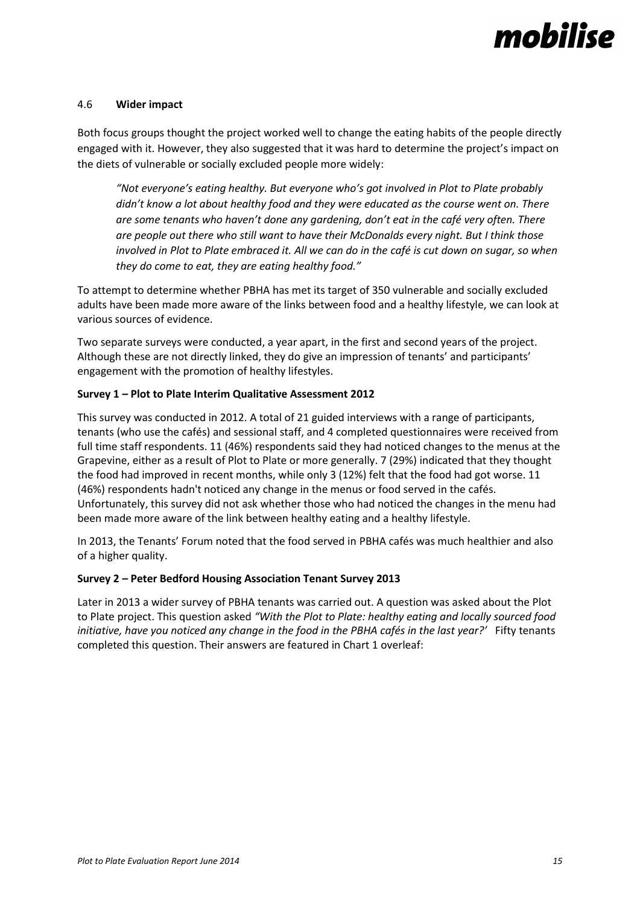### 4.6 Wider impact

Both focus groups thought the project worked well to change the eating habits of the people directly engaged with it. However, they also suggested that it was hard to determine the project's impact on the diets of vulnerable or socially excluded people more widely:

> *"Not everyone's eating healthy. But everyone who's got involved in Plot to Plate probably didn't know a lot about healthy food and they were educated as the course went on. There are some tenants who haven't done any gardening, don't eat in the café very often. There are people out there who still want to have their McDonalds every night. But I think those involved in Plot to Plate embraced it. All we can do in the café is cut down on sugar, so when they do come to eat, they are eating healthy food."*

To attempt to determine whether PBHA has met its target of 350 vulnerable and socially excluded adults have been made more aware of the links between food and a healthy lifestyle, we can look at various sources of evidence.

Two separate surveys were conducted, a year apart, in the first and second years of the project. Although these are not directly linked, they do give an impression of tenants' and participants' engagement with the promotion of healthy lifestyles.

**Survey 1 – Plot to Plate Interim Qualitative Assessment 2012**

This survey was conducted in 2012. A total of 21 guided interviews with a range of participants, tenants (who use the cafés) and sessional staff, and 4 completed questionnaires were received from full time staff respondents. 11 (46%) respondents said they had noticed changes to the menus at the Grapevine, either as a result of Plot to Plate or more generally. 7 (29%) indicated that they thought the food had improved in recent months, while only 3 (12%) felt that the food had got worse. 11 (46%) respondents hadn't noticed any change in the menus or food served in the cafés. Unfortunately, this survey did not ask whether those who had noticed the changes in the menu had been made more aware of the link between healthy eating and a healthy lifestyle.

In 2013, the Tenants' Forum noted that the food served in PBHA cafés was much healthier and also of a higher quality.

**Survey 2 – Peter Bedford Housing Association Tenant Survey 2013**

Later in 2013 a wider survey of PBHA tenants was carried out. A question was asked about the Plot to Plate project. This question asked *"With the Plot to Plate: healthy eating and locally sourced food initiative, have you noticed any change in the food in the PBHA cafés in the last year?'* Fifty tenants completed this question. Their answers are featured in Chart 1 overleaf: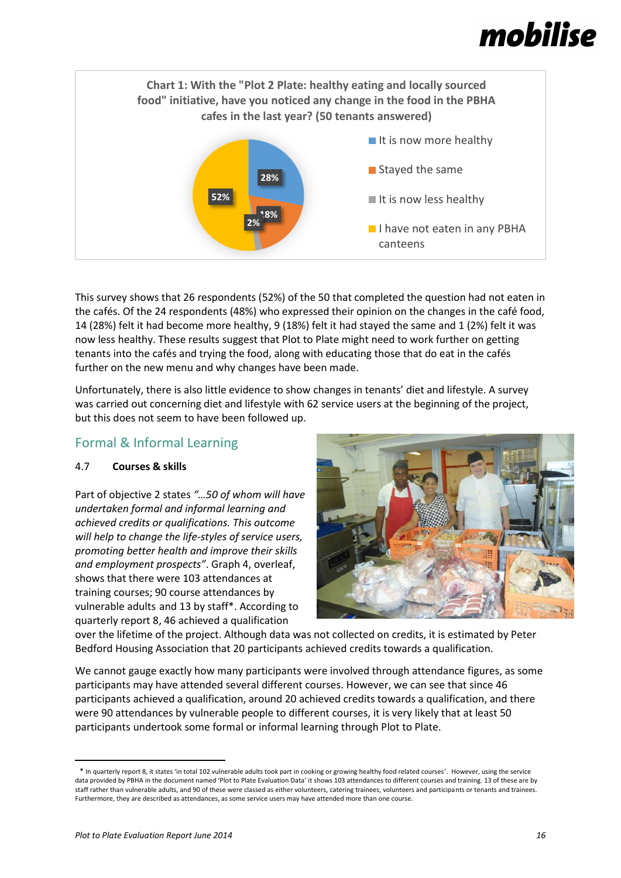**Chart 1: With the "Plot 2 Plate: healthy eating and locally sourced food" initiative, have you noticed any change in the food in the PBHA cafes in the last year? (50 tenants answered)**

| Response | Percentage |
|---|---|
| It is now more healthy | 28% |
| Stayed the same | 18% |
| It is now less healthy | 2% |
| I have not eaten in any PBHA canteens | 52% |

This survey shows that 26 respondents (52%) of the 50 that completed the question had not eaten in the cafés. Of the 24 respondents (48%) who expressed their opinion on the changes in the café food, 14 (28%) felt it had become more healthy, 9 (18%) felt it had stayed the same and 1 (2%) felt it was now less healthy. These results suggest that Plot to Plate might need to work further on getting tenants into the cafés and trying the food, along with educating those that do eat in the cafés further on the new menu and why changes have been made.

Unfortunately, there is also little evidence to show changes in tenants' diet and lifestyle. A survey was carried out concerning diet and lifestyle with 62 service users at the beginning of the project, but this does not seem to have been followed up.

## Formal & Informal Learning

### 4.7 Courses & skills

Part of objective 2 states *"…50 of whom will have undertaken formal and informal learning and achieved credits or qualifications. This outcome will help to change the life-styles of service users, promoting better health and improve their skills and employment prospects"*. Graph 4, overleaf, shows that there were 103 attendances at training courses; 90 course attendances by vulnerable adults and 13 by staff*. According to quarterly report 8, 46 achieved a qualification over the lifetime of the project. Although data was not collected on credits, it is estimated by Peter Bedford Housing Association that 20 participants achieved credits towards a qualification.

We cannot gauge exactly how many participants were involved through attendance figures, as some participants may have attended several different courses. However, we can see that since 46 participants achieved a qualification, around 20 achieved credits towards a qualification, and there were 90 attendances by vulnerable people to different courses, it is very likely that at least 50 participants undertook some formal or informal learning through Plot to Plate.

---

* In quarterly report 8, it states 'in total 102 vulnerable adults took part in cooking or growing healthy food related courses'. However, using the service data provided by PBHA in the document named 'Plot to Plate Evaluation Data' it shows 103 attendances to different courses and training. 13 of these are by staff rather than vulnerable adults, and 90 of these were classed as either volunteers, catering trainees, volunteers and participants or tenants and trainees. Furthermore, they are described as attendances, as some service users may have attended more than one course.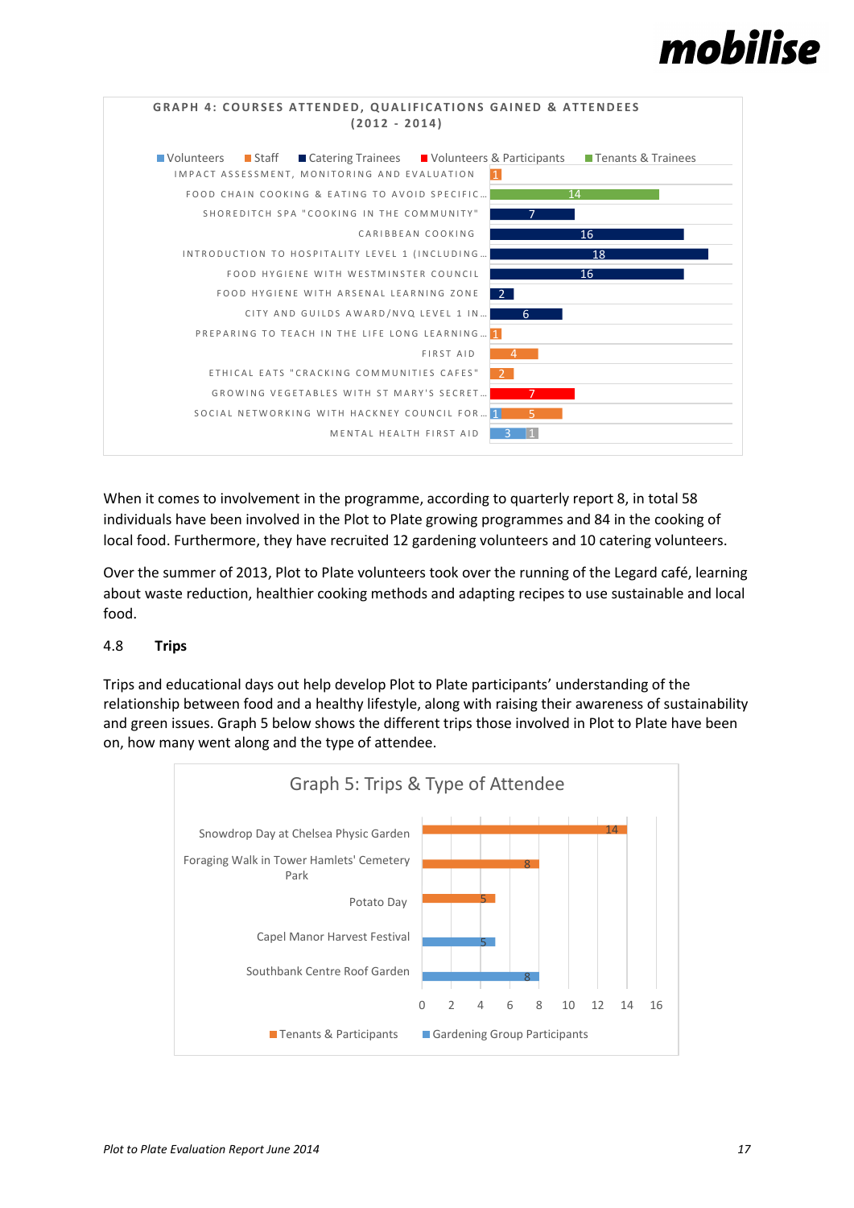**GRAPH 4: COURSES ATTENDED, QUALIFICATIONS GAINED & ATTENDEES (2012 - 2014)**

| Course | Volunteers | Staff | Catering Trainees | Volunteers & Participants | Tenants & Trainees |
|---|---|---|---|---|---|
| Impact Assessment, Monitoring and Evaluation | | 1 | | | |
| Food Chain Cooking & Eating to Avoid Specific… | | | | | 14 |
| Shoreditch Spa "Cooking in the Community" | | | 7 | | |
| Caribbean Cooking | | | 16 | | |
| Introduction to Hospitality Level 1 (Including… | | | 18 | | |
| Food Hygiene with Westminster Council | | | 16 | | |
| Food Hygiene with Arsenal Learning Zone | | | 2 | | |
| City and Guilds Award/NVQ Level 1 in… | | | 6 | | |
| Preparing to Teach in the Life Long Learning… | | 1 | | | |
| First Aid | | 4 | | | |
| Ethical Eats "Cracking Communities Cafes" | | 2 | | | |
| Growing Vegetables with St Mary's Secret… | | | | 7 | |
| Social Networking with Hackney Council for… | 1 | 5 | | | |
| Mental Health First Aid | 3 | | | | |

Note: Mental Health First Aid also shows an additional grey bar segment labelled 1 (not in legend).

When it comes to involvement in the programme, according to quarterly report 8, in total 58 individuals have been involved in the Plot to Plate growing programmes and 84 in the cooking of local food. Furthermore, they have recruited 12 gardening volunteers and 10 catering volunteers.

Over the summer of 2013, Plot to Plate volunteers took over the running of the Legard café, learning about waste reduction, healthier cooking methods and adapting recipes to use sustainable and local food.

## 4.8 Trips

Trips and educational days out help develop Plot to Plate participants' understanding of the relationship between food and a healthy lifestyle, along with raising their awareness of sustainability and green issues. Graph 5 below shows the different trips those involved in Plot to Plate have been on, how many went along and the type of attendee.

**Graph 5: Trips & Type of Attendee**

| Trip | Tenants & Participants | Gardening Group Participants |
|---|---|---|
| Snowdrop Day at Chelsea Physic Garden | 14 | |
| Foraging Walk in Tower Hamlets' Cemetery Park | 8 | |
| Potato Day | 5 | |
| Capel Manor Harvest Festival | | 5 |
| Southbank Centre Roof Garden | | 8 |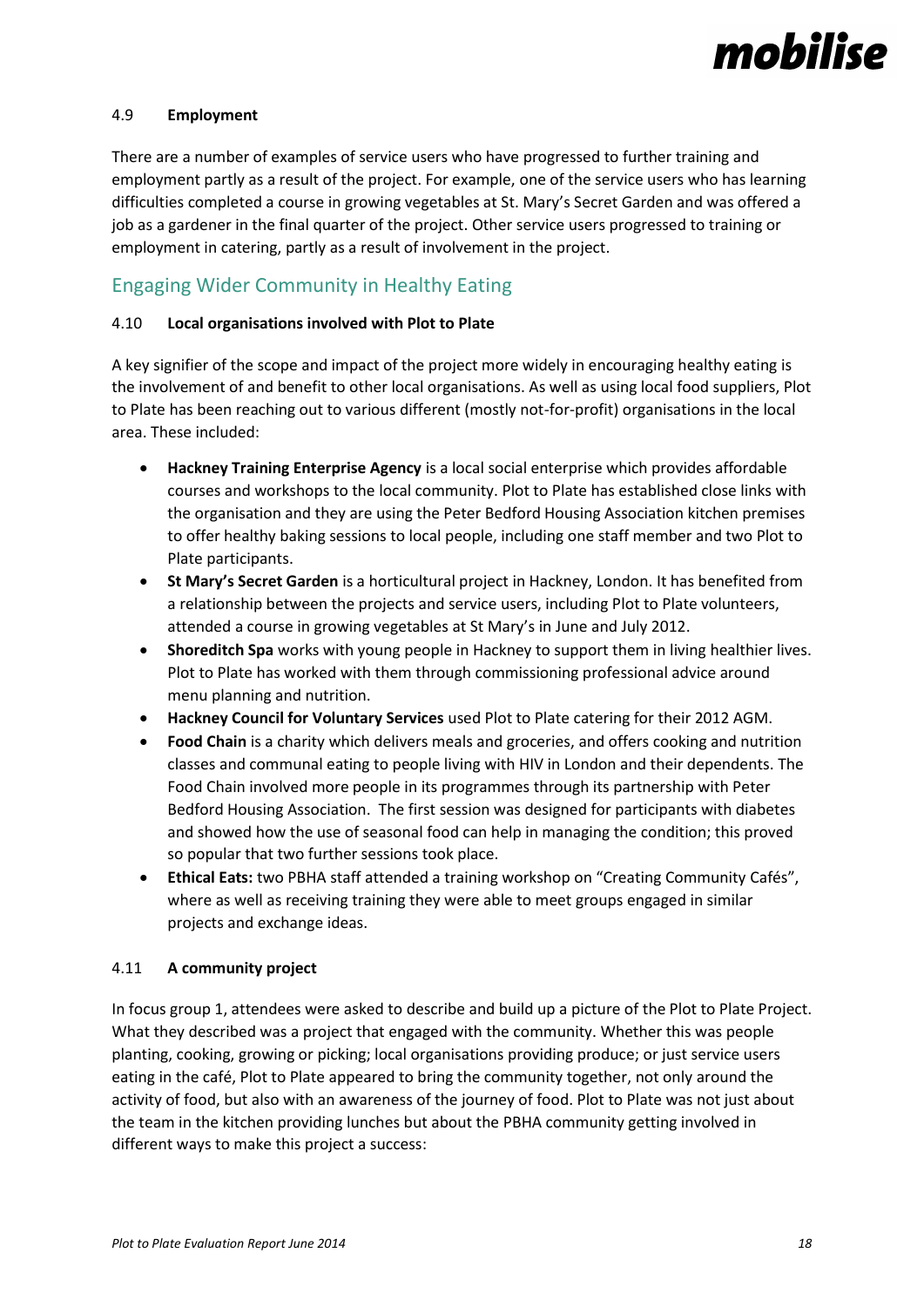### 4.9 **Employment**

There are a number of examples of service users who have progressed to further training and employment partly as a result of the project. For example, one of the service users who has learning difficulties completed a course in growing vegetables at St. Mary's Secret Garden and was offered a job as a gardener in the final quarter of the project. Other service users progressed to training or employment in catering, partly as a result of involvement in the project.

## Engaging Wider Community in Healthy Eating

### 4.10 **Local organisations involved with Plot to Plate**

A key signifier of the scope and impact of the project more widely in encouraging healthy eating is the involvement of and benefit to other local organisations. As well as using local food suppliers, Plot to Plate has been reaching out to various different (mostly not-for-profit) organisations in the local area. These included:

- **Hackney Training Enterprise Agency** is a local social enterprise which provides affordable courses and workshops to the local community. Plot to Plate has established close links with the organisation and they are using the Peter Bedford Housing Association kitchen premises to offer healthy baking sessions to local people, including one staff member and two Plot to Plate participants.
- **St Mary's Secret Garden** is a horticultural project in Hackney, London. It has benefited from a relationship between the projects and service users, including Plot to Plate volunteers, attended a course in growing vegetables at St Mary's in June and July 2012.
- **Shoreditch Spa** works with young people in Hackney to support them in living healthier lives. Plot to Plate has worked with them through commissioning professional advice around menu planning and nutrition.
- **Hackney Council for Voluntary Services** used Plot to Plate catering for their 2012 AGM.
- **Food Chain** is a charity which delivers meals and groceries, and offers cooking and nutrition classes and communal eating to people living with HIV in London and their dependents. The Food Chain involved more people in its programmes through its partnership with Peter Bedford Housing Association. The first session was designed for participants with diabetes and showed how the use of seasonal food can help in managing the condition; this proved so popular that two further sessions took place.
- **Ethical Eats:** two PBHA staff attended a training workshop on "Creating Community Cafés", where as well as receiving training they were able to meet groups engaged in similar projects and exchange ideas.

### 4.11 **A community project**

In focus group 1, attendees were asked to describe and build up a picture of the Plot to Plate Project. What they described was a project that engaged with the community. Whether this was people planting, cooking, growing or picking; local organisations providing produce; or just service users eating in the café, Plot to Plate appeared to bring the community together, not only around the activity of food, but also with an awareness of the journey of food. Plot to Plate was not just about the team in the kitchen providing lunches but about the PBHA community getting involved in different ways to make this project a success: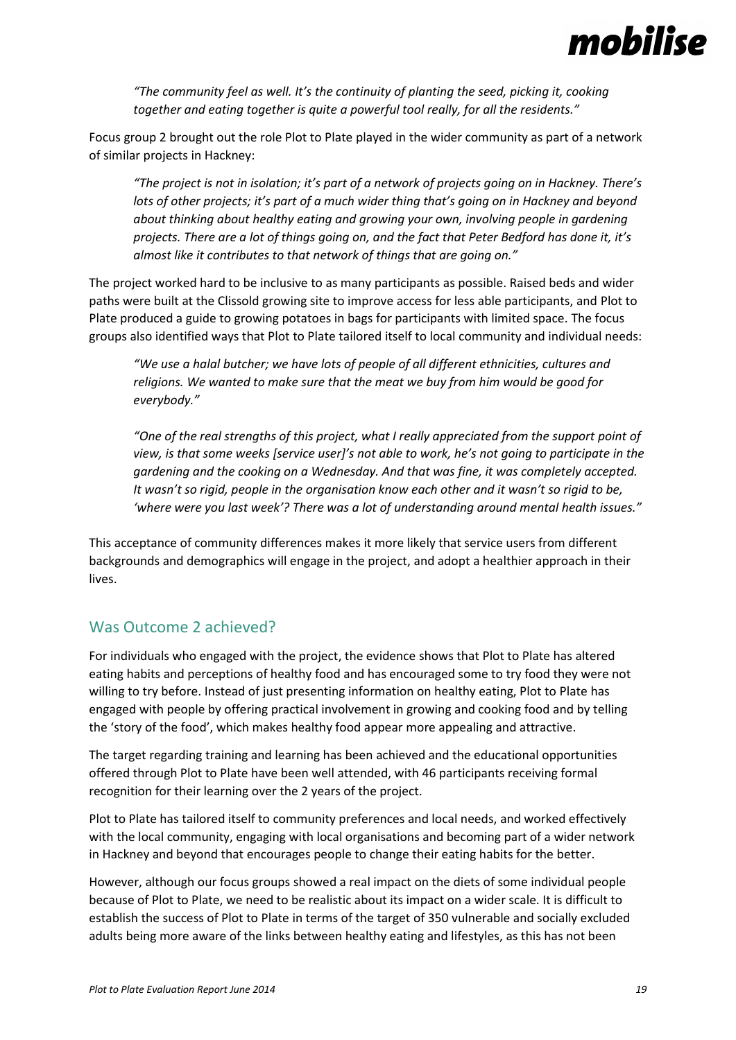*"The community feel as well. It's the continuity of planting the seed, picking it, cooking together and eating together is quite a powerful tool really, for all the residents."*

Focus group 2 brought out the role Plot to Plate played in the wider community as part of a network of similar projects in Hackney:

> *"The project is not in isolation; it's part of a network of projects going on in Hackney. There's lots of other projects; it's part of a much wider thing that's going on in Hackney and beyond about thinking about healthy eating and growing your own, involving people in gardening projects. There are a lot of things going on, and the fact that Peter Bedford has done it, it's almost like it contributes to that network of things that are going on."*

The project worked hard to be inclusive to as many participants as possible. Raised beds and wider paths were built at the Clissold growing site to improve access for less able participants, and Plot to Plate produced a guide to growing potatoes in bags for participants with limited space. The focus groups also identified ways that Plot to Plate tailored itself to local community and individual needs:

> *"We use a halal butcher; we have lots of people of all different ethnicities, cultures and religions. We wanted to make sure that the meat we buy from him would be good for everybody."*

> *"One of the real strengths of this project, what I really appreciated from the support point of view, is that some weeks [service user]'s not able to work, he's not going to participate in the gardening and the cooking on a Wednesday. And that was fine, it was completely accepted. It wasn't so rigid, people in the organisation know each other and it wasn't so rigid to be, 'where were you last week'? There was a lot of understanding around mental health issues."*

This acceptance of community differences makes it more likely that service users from different backgrounds and demographics will engage in the project, and adopt a healthier approach in their lives.

## Was Outcome 2 achieved?

For individuals who engaged with the project, the evidence shows that Plot to Plate has altered eating habits and perceptions of healthy food and has encouraged some to try food they were not willing to try before. Instead of just presenting information on healthy eating, Plot to Plate has engaged with people by offering practical involvement in growing and cooking food and by telling the 'story of the food', which makes healthy food appear more appealing and attractive.

The target regarding training and learning has been achieved and the educational opportunities offered through Plot to Plate have been well attended, with 46 participants receiving formal recognition for their learning over the 2 years of the project.

Plot to Plate has tailored itself to community preferences and local needs, and worked effectively with the local community, engaging with local organisations and becoming part of a wider network in Hackney and beyond that encourages people to change their eating habits for the better.

However, although our focus groups showed a real impact on the diets of some individual people because of Plot to Plate, we need to be realistic about its impact on a wider scale. It is difficult to establish the success of Plot to Plate in terms of the target of 350 vulnerable and socially excluded adults being more aware of the links between healthy eating and lifestyles, as this has not been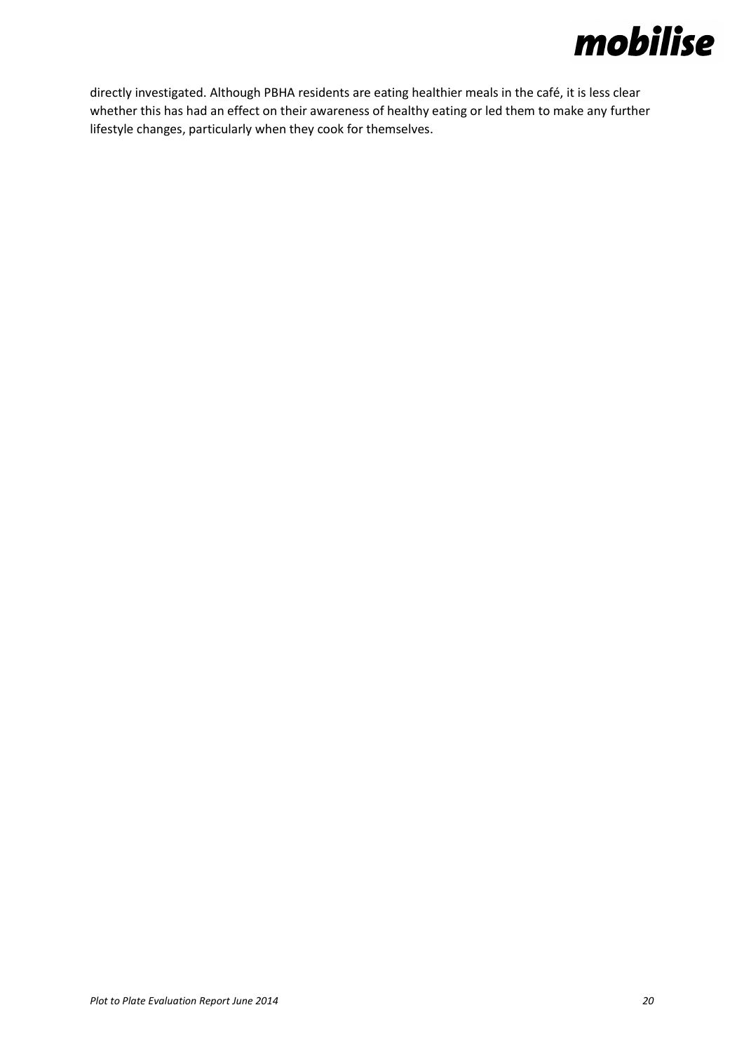directly investigated. Although PBHA residents are eating healthier meals in the café, it is less clear whether this has had an effect on their awareness of healthy eating or led them to make any further lifestyle changes, particularly when they cook for themselves.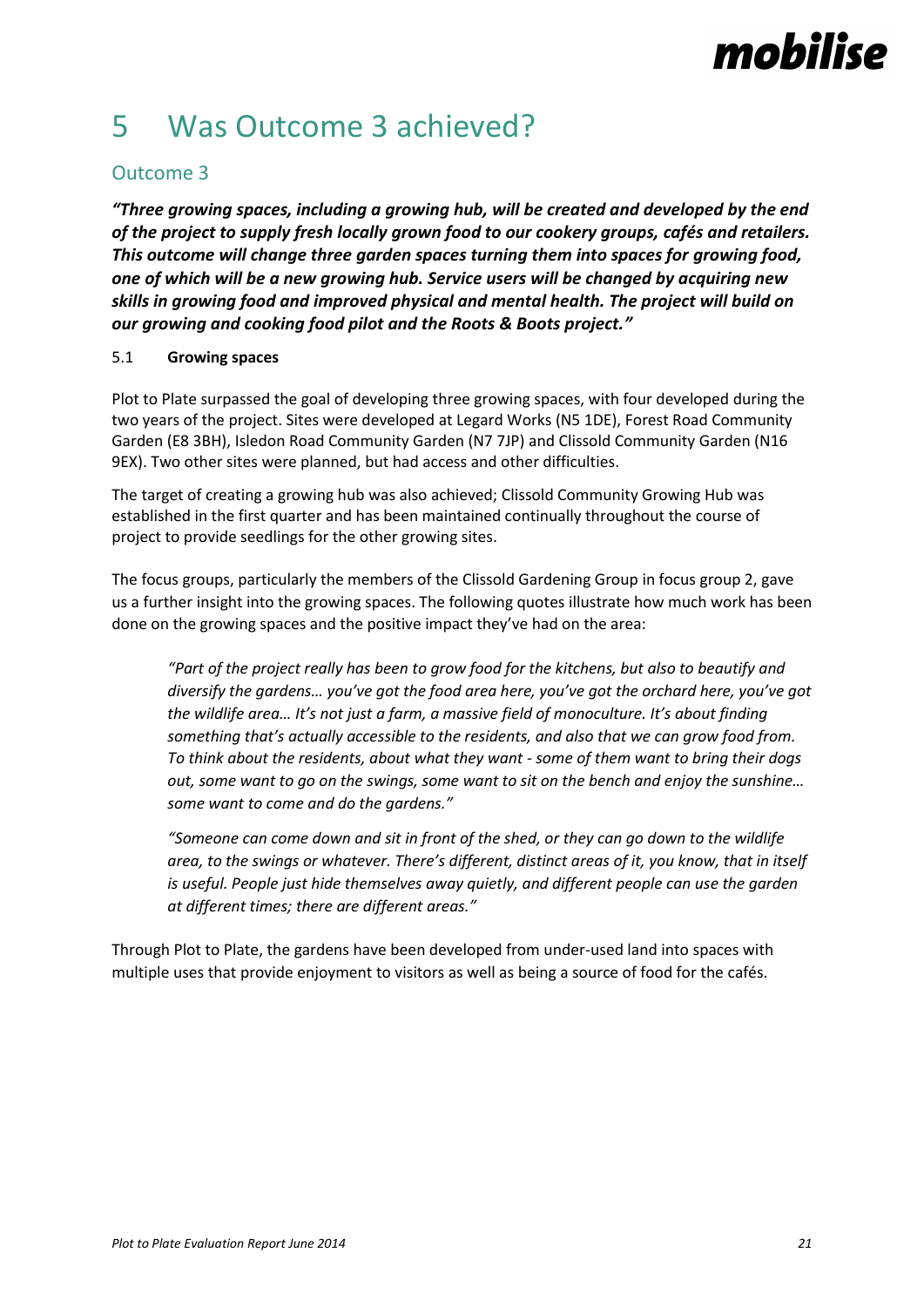# 5 Was Outcome 3 achieved?

## Outcome 3

***"Three growing spaces, including a growing hub, will be created and developed by the end of the project to supply fresh locally grown food to our cookery groups, cafés and retailers. This outcome will change three garden spaces turning them into spaces for growing food, one of which will be a new growing hub. Service users will be changed by acquiring new skills in growing food and improved physical and mental health. The project will build on our growing and cooking food pilot and the Roots & Boots project."***

### 5.1 **Growing spaces**

Plot to Plate surpassed the goal of developing three growing spaces, with four developed during the two years of the project. Sites were developed at Legard Works (N5 1DE), Forest Road Community Garden (E8 3BH), Isledon Road Community Garden (N7 7JP) and Clissold Community Garden (N16 9EX). Two other sites were planned, but had access and other difficulties.

The target of creating a growing hub was also achieved; Clissold Community Growing Hub was established in the first quarter and has been maintained continually throughout the course of project to provide seedlings for the other growing sites.

The focus groups, particularly the members of the Clissold Gardening Group in focus group 2, gave us a further insight into the growing spaces. The following quotes illustrate how much work has been done on the growing spaces and the positive impact they've had on the area:

> *"Part of the project really has been to grow food for the kitchens, but also to beautify and diversify the gardens… you've got the food area here, you've got the orchard here, you've got the wildlife area… It's not just a farm, a massive field of monoculture. It's about finding something that's actually accessible to the residents, and also that we can grow food from. To think about the residents, about what they want - some of them want to bring their dogs out, some want to go on the swings, some want to sit on the bench and enjoy the sunshine… some want to come and do the gardens."*

> *"Someone can come down and sit in front of the shed, or they can go down to the wildlife area, to the swings or whatever. There's different, distinct areas of it, you know, that in itself is useful. People just hide themselves away quietly, and different people can use the garden at different times; there are different areas."*

Through Plot to Plate, the gardens have been developed from under-used land into spaces with multiple uses that provide enjoyment to visitors as well as being a source of food for the cafés.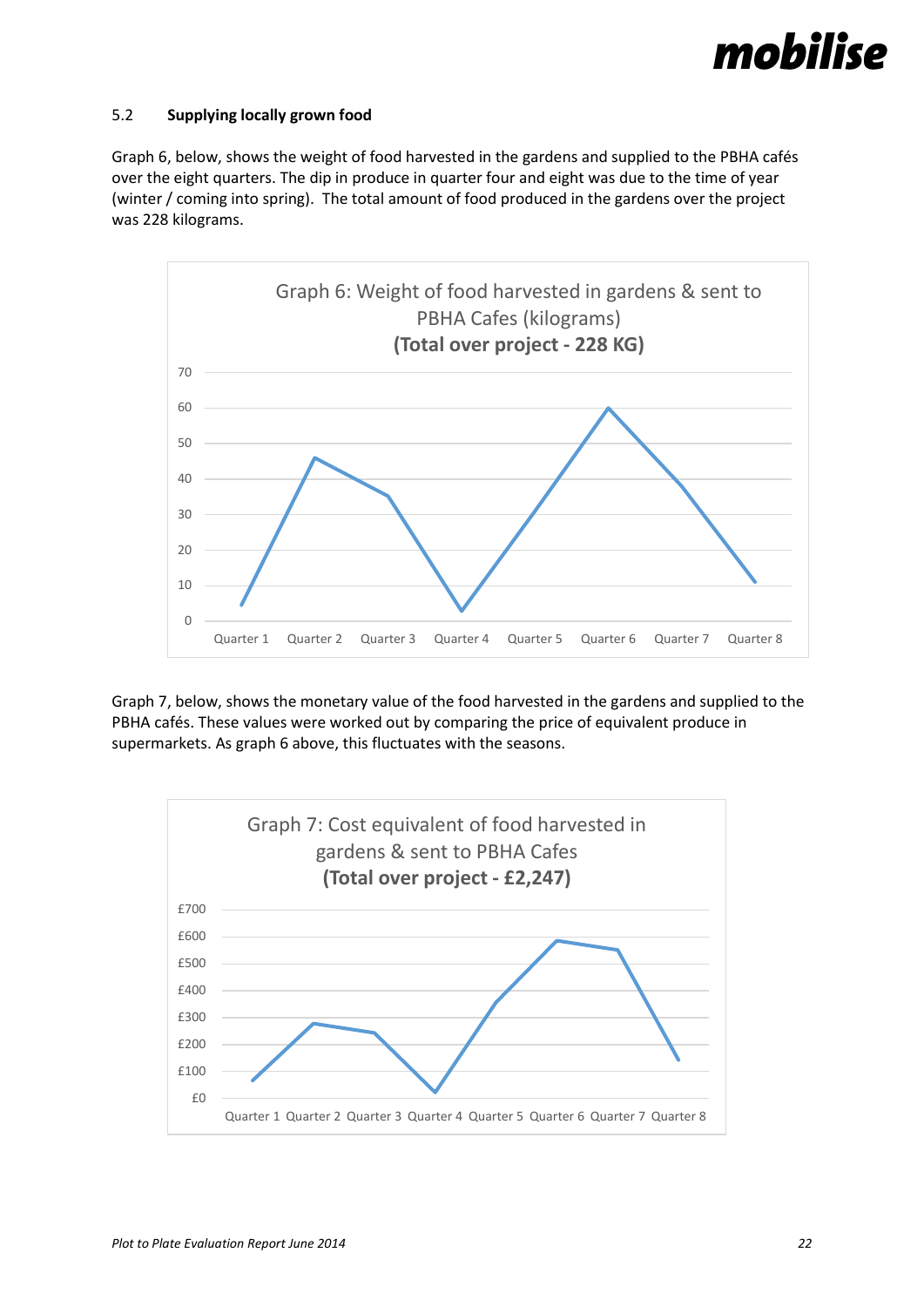## 5.2 Supplying locally grown food

Graph 6, below, shows the weight of food harvested in the gardens and supplied to the PBHA cafés over the eight quarters. The dip in produce in quarter four and eight was due to the time of year (winter / coming into spring). The total amount of food produced in the gardens over the project was 228 kilograms.

Graph 6: Weight of food harvested in gardens & sent to PBHA Cafes (kilograms)
**(Total over project - 228 KG)**

Graph 7, below, shows the monetary value of the food harvested in the gardens and supplied to the PBHA cafés. These values were worked out by comparing the price of equivalent produce in supermarkets. As graph 6 above, this fluctuates with the seasons.

Graph 7: Cost equivalent of food harvested in gardens & sent to PBHA Cafes
**(Total over project - £2,247)**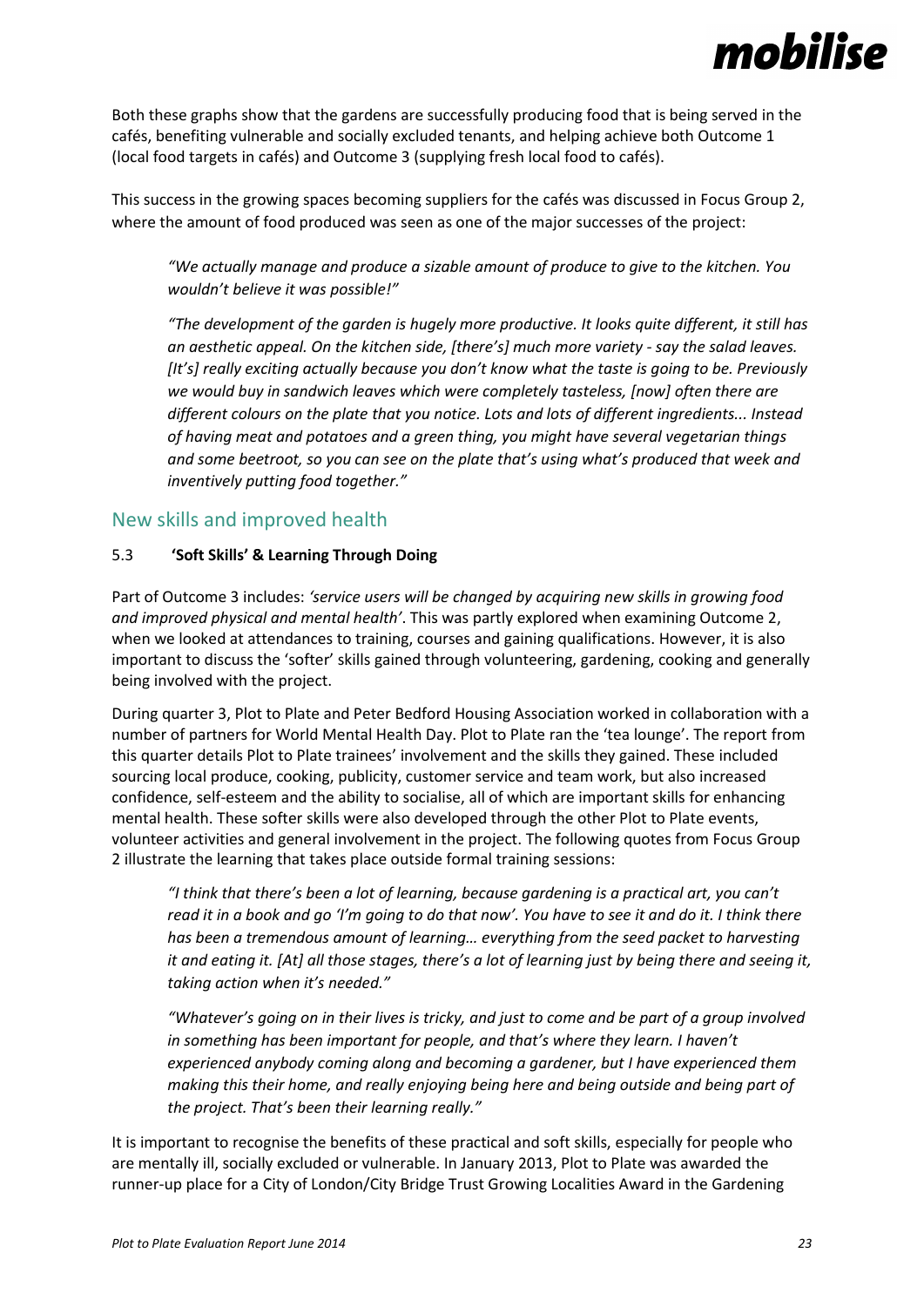Both these graphs show that the gardens are successfully producing food that is being served in the cafés, benefiting vulnerable and socially excluded tenants, and helping achieve both Outcome 1 (local food targets in cafés) and Outcome 3 (supplying fresh local food to cafés).

This success in the growing spaces becoming suppliers for the cafés was discussed in Focus Group 2, where the amount of food produced was seen as one of the major successes of the project:

> *"We actually manage and produce a sizable amount of produce to give to the kitchen. You wouldn't believe it was possible!"*
>
> *"The development of the garden is hugely more productive. It looks quite different, it still has an aesthetic appeal. On the kitchen side, [there's] much more variety - say the salad leaves. [It's] really exciting actually because you don't know what the taste is going to be. Previously we would buy in sandwich leaves which were completely tasteless, [now] often there are different colours on the plate that you notice. Lots and lots of different ingredients... Instead of having meat and potatoes and a green thing, you might have several vegetarian things and some beetroot, so you can see on the plate that's using what's produced that week and inventively putting food together."*

## New skills and improved health

### 5.3 'Soft Skills' & Learning Through Doing

Part of Outcome 3 includes: *'service users will be changed by acquiring new skills in growing food and improved physical and mental health'*. This was partly explored when examining Outcome 2, when we looked at attendances to training, courses and gaining qualifications. However, it is also important to discuss the 'softer' skills gained through volunteering, gardening, cooking and generally being involved with the project.

During quarter 3, Plot to Plate and Peter Bedford Housing Association worked in collaboration with a number of partners for World Mental Health Day. Plot to Plate ran the 'tea lounge'. The report from this quarter details Plot to Plate trainees' involvement and the skills they gained. These included sourcing local produce, cooking, publicity, customer service and team work, but also increased confidence, self-esteem and the ability to socialise, all of which are important skills for enhancing mental health. These softer skills were also developed through the other Plot to Plate events, volunteer activities and general involvement in the project. The following quotes from Focus Group 2 illustrate the learning that takes place outside formal training sessions:

> *"I think that there's been a lot of learning, because gardening is a practical art, you can't read it in a book and go 'I'm going to do that now'. You have to see it and do it. I think there has been a tremendous amount of learning… everything from the seed packet to harvesting it and eating it. [At] all those stages, there's a lot of learning just by being there and seeing it, taking action when it's needed."*
>
> *"Whatever's going on in their lives is tricky, and just to come and be part of a group involved in something has been important for people, and that's where they learn. I haven't experienced anybody coming along and becoming a gardener, but I have experienced them making this their home, and really enjoying being here and being outside and being part of the project. That's been their learning really."*

It is important to recognise the benefits of these practical and soft skills, especially for people who are mentally ill, socially excluded or vulnerable. In January 2013, Plot to Plate was awarded the runner-up place for a City of London/City Bridge Trust Growing Localities Award in the Gardening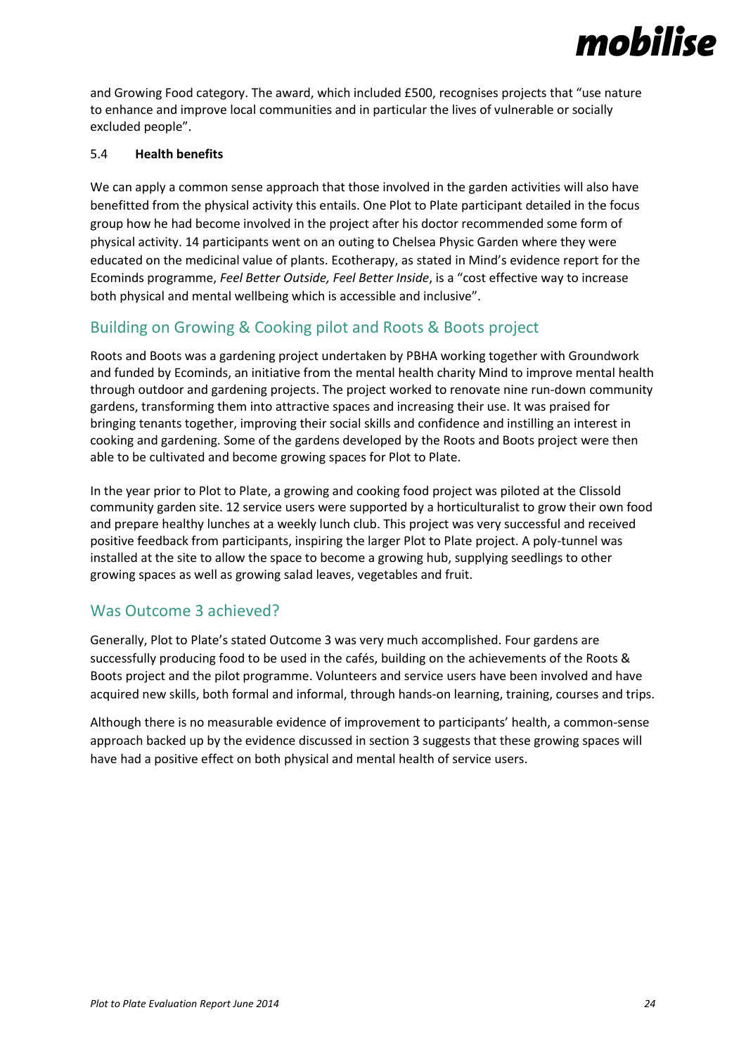and Growing Food category. The award, which included £500, recognises projects that "use nature to enhance and improve local communities and in particular the lives of vulnerable or socially excluded people".

### 5.4 Health benefits

We can apply a common sense approach that those involved in the garden activities will also have benefitted from the physical activity this entails. One Plot to Plate participant detailed in the focus group how he had become involved in the project after his doctor recommended some form of physical activity. 14 participants went on an outing to Chelsea Physic Garden where they were educated on the medicinal value of plants. Ecotherapy, as stated in Mind's evidence report for the Ecominds programme, *Feel Better Outside, Feel Better Inside*, is a "cost effective way to increase both physical and mental wellbeing which is accessible and inclusive".

## Building on Growing & Cooking pilot and Roots & Boots project

Roots and Boots was a gardening project undertaken by PBHA working together with Groundwork and funded by Ecominds, an initiative from the mental health charity Mind to improve mental health through outdoor and gardening projects. The project worked to renovate nine run-down community gardens, transforming them into attractive spaces and increasing their use. It was praised for bringing tenants together, improving their social skills and confidence and instilling an interest in cooking and gardening. Some of the gardens developed by the Roots and Boots project were then able to be cultivated and become growing spaces for Plot to Plate.

In the year prior to Plot to Plate, a growing and cooking food project was piloted at the Clissold community garden site. 12 service users were supported by a horticulturalist to grow their own food and prepare healthy lunches at a weekly lunch club. This project was very successful and received positive feedback from participants, inspiring the larger Plot to Plate project. A poly-tunnel was installed at the site to allow the space to become a growing hub, supplying seedlings to other growing spaces as well as growing salad leaves, vegetables and fruit.

## Was Outcome 3 achieved?

Generally, Plot to Plate's stated Outcome 3 was very much accomplished. Four gardens are successfully producing food to be used in the cafés, building on the achievements of the Roots & Boots project and the pilot programme. Volunteers and service users have been involved and have acquired new skills, both formal and informal, through hands-on learning, training, courses and trips.

Although there is no measurable evidence of improvement to participants' health, a common-sense approach backed up by the evidence discussed in section 3 suggests that these growing spaces will have had a positive effect on both physical and mental health of service users.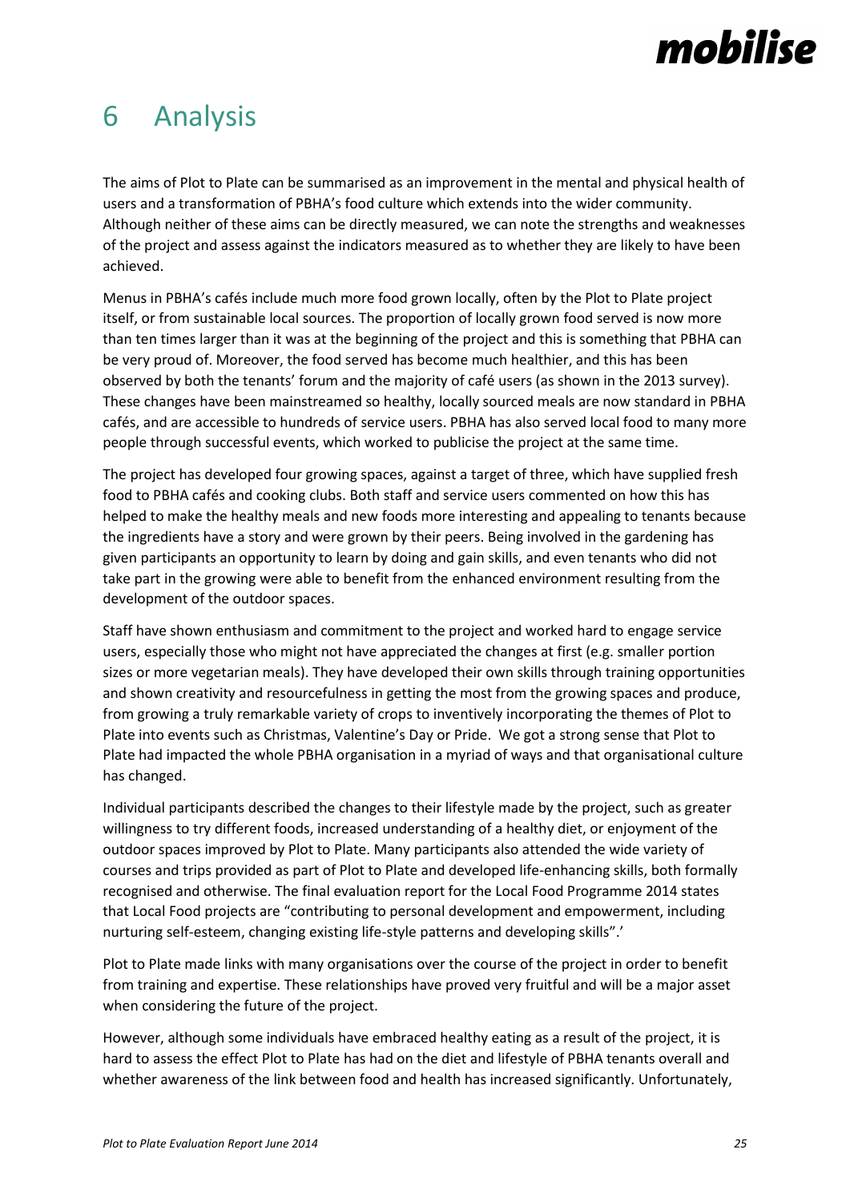# 6 Analysis

The aims of Plot to Plate can be summarised as an improvement in the mental and physical health of users and a transformation of PBHA's food culture which extends into the wider community. Although neither of these aims can be directly measured, we can note the strengths and weaknesses of the project and assess against the indicators measured as to whether they are likely to have been achieved.

Menus in PBHA's cafés include much more food grown locally, often by the Plot to Plate project itself, or from sustainable local sources. The proportion of locally grown food served is now more than ten times larger than it was at the beginning of the project and this is something that PBHA can be very proud of. Moreover, the food served has become much healthier, and this has been observed by both the tenants' forum and the majority of café users (as shown in the 2013 survey). These changes have been mainstreamed so healthy, locally sourced meals are now standard in PBHA cafés, and are accessible to hundreds of service users. PBHA has also served local food to many more people through successful events, which worked to publicise the project at the same time.

The project has developed four growing spaces, against a target of three, which have supplied fresh food to PBHA cafés and cooking clubs. Both staff and service users commented on how this has helped to make the healthy meals and new foods more interesting and appealing to tenants because the ingredients have a story and were grown by their peers. Being involved in the gardening has given participants an opportunity to learn by doing and gain skills, and even tenants who did not take part in the growing were able to benefit from the enhanced environment resulting from the development of the outdoor spaces.

Staff have shown enthusiasm and commitment to the project and worked hard to engage service users, especially those who might not have appreciated the changes at first (e.g. smaller portion sizes or more vegetarian meals). They have developed their own skills through training opportunities and shown creativity and resourcefulness in getting the most from the growing spaces and produce, from growing a truly remarkable variety of crops to inventively incorporating the themes of Plot to Plate into events such as Christmas, Valentine's Day or Pride. We got a strong sense that Plot to Plate had impacted the whole PBHA organisation in a myriad of ways and that organisational culture has changed.

Individual participants described the changes to their lifestyle made by the project, such as greater willingness to try different foods, increased understanding of a healthy diet, or enjoyment of the outdoor spaces improved by Plot to Plate. Many participants also attended the wide variety of courses and trips provided as part of Plot to Plate and developed life-enhancing skills, both formally recognised and otherwise. The final evaluation report for the Local Food Programme 2014 states that Local Food projects are "contributing to personal development and empowerment, including nurturing self-esteem, changing existing life-style patterns and developing skills".'

Plot to Plate made links with many organisations over the course of the project in order to benefit from training and expertise. These relationships have proved very fruitful and will be a major asset when considering the future of the project.

However, although some individuals have embraced healthy eating as a result of the project, it is hard to assess the effect Plot to Plate has had on the diet and lifestyle of PBHA tenants overall and whether awareness of the link between food and health has increased significantly. Unfortunately,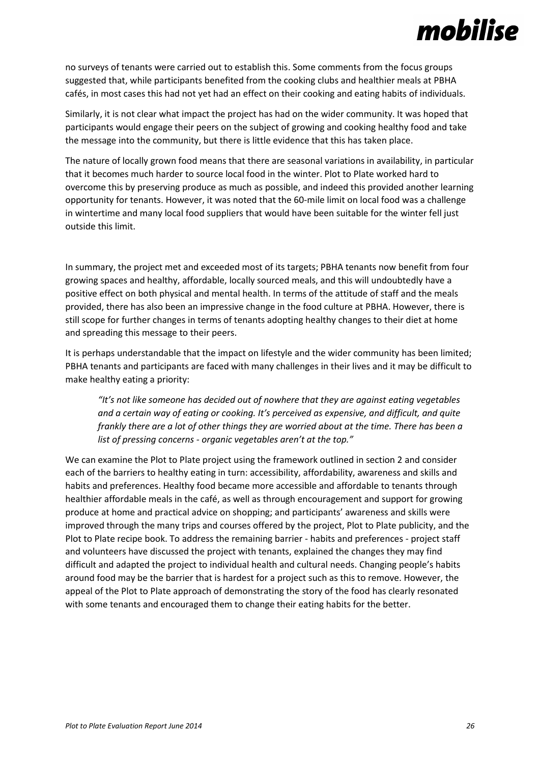no surveys of tenants were carried out to establish this. Some comments from the focus groups suggested that, while participants benefited from the cooking clubs and healthier meals at PBHA cafés, in most cases this had not yet had an effect on their cooking and eating habits of individuals.

Similarly, it is not clear what impact the project has had on the wider community. It was hoped that participants would engage their peers on the subject of growing and cooking healthy food and take the message into the community, but there is little evidence that this has taken place.

The nature of locally grown food means that there are seasonal variations in availability, in particular that it becomes much harder to source local food in the winter. Plot to Plate worked hard to overcome this by preserving produce as much as possible, and indeed this provided another learning opportunity for tenants. However, it was noted that the 60-mile limit on local food was a challenge in wintertime and many local food suppliers that would have been suitable for the winter fell just outside this limit.

In summary, the project met and exceeded most of its targets; PBHA tenants now benefit from four growing spaces and healthy, affordable, locally sourced meals, and this will undoubtedly have a positive effect on both physical and mental health. In terms of the attitude of staff and the meals provided, there has also been an impressive change in the food culture at PBHA. However, there is still scope for further changes in terms of tenants adopting healthy changes to their diet at home and spreading this message to their peers.

It is perhaps understandable that the impact on lifestyle and the wider community has been limited; PBHA tenants and participants are faced with many challenges in their lives and it may be difficult to make healthy eating a priority:

> *"It's not like someone has decided out of nowhere that they are against eating vegetables and a certain way of eating or cooking. It's perceived as expensive, and difficult, and quite frankly there are a lot of other things they are worried about at the time. There has been a list of pressing concerns - organic vegetables aren't at the top."*

We can examine the Plot to Plate project using the framework outlined in section 2 and consider each of the barriers to healthy eating in turn: accessibility, affordability, awareness and skills and habits and preferences. Healthy food became more accessible and affordable to tenants through healthier affordable meals in the café, as well as through encouragement and support for growing produce at home and practical advice on shopping; and participants' awareness and skills were improved through the many trips and courses offered by the project, Plot to Plate publicity, and the Plot to Plate recipe book. To address the remaining barrier - habits and preferences - project staff and volunteers have discussed the project with tenants, explained the changes they may find difficult and adapted the project to individual health and cultural needs. Changing people's habits around food may be the barrier that is hardest for a project such as this to remove. However, the appeal of the Plot to Plate approach of demonstrating the story of the food has clearly resonated with some tenants and encouraged them to change their eating habits for the better.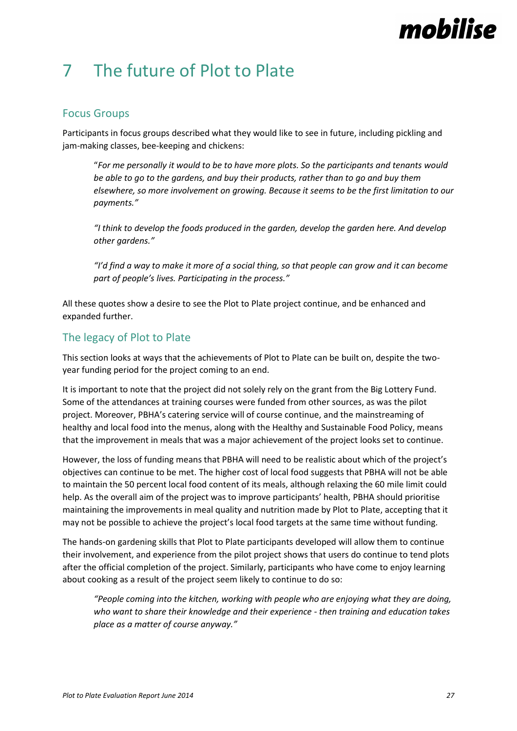# 7 The future of Plot to Plate

## Focus Groups

Participants in focus groups described what they would like to see in future, including pickling and jam-making classes, bee-keeping and chickens:

> "*For me personally it would to be to have more plots. So the participants and tenants would be able to go to the gardens, and buy their products, rather than to go and buy them elsewhere, so more involvement on growing. Because it seems to be the first limitation to our payments."*
>
> *"I think to develop the foods produced in the garden, develop the garden here. And develop other gardens."*
>
> *"I'd find a way to make it more of a social thing, so that people can grow and it can become part of people's lives. Participating in the process."*

All these quotes show a desire to see the Plot to Plate project continue, and be enhanced and expanded further.

## The legacy of Plot to Plate

This section looks at ways that the achievements of Plot to Plate can be built on, despite the two-year funding period for the project coming to an end.

It is important to note that the project did not solely rely on the grant from the Big Lottery Fund. Some of the attendances at training courses were funded from other sources, as was the pilot project. Moreover, PBHA's catering service will of course continue, and the mainstreaming of healthy and local food into the menus, along with the Healthy and Sustainable Food Policy, means that the improvement in meals that was a major achievement of the project looks set to continue.

However, the loss of funding means that PBHA will need to be realistic about which of the project's objectives can continue to be met. The higher cost of local food suggests that PBHA will not be able to maintain the 50 percent local food content of its meals, although relaxing the 60 mile limit could help. As the overall aim of the project was to improve participants' health, PBHA should prioritise maintaining the improvements in meal quality and nutrition made by Plot to Plate, accepting that it may not be possible to achieve the project's local food targets at the same time without funding.

The hands-on gardening skills that Plot to Plate participants developed will allow them to continue their involvement, and experience from the pilot project shows that users do continue to tend plots after the official completion of the project. Similarly, participants who have come to enjoy learning about cooking as a result of the project seem likely to continue to do so:

> *"People coming into the kitchen, working with people who are enjoying what they are doing, who want to share their knowledge and their experience - then training and education takes place as a matter of course anyway."*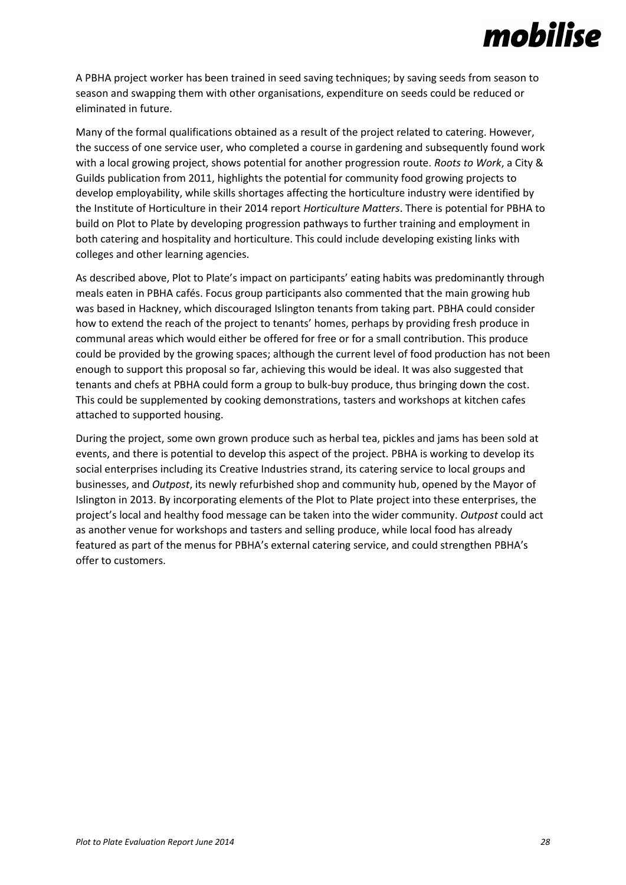A PBHA project worker has been trained in seed saving techniques; by saving seeds from season to season and swapping them with other organisations, expenditure on seeds could be reduced or eliminated in future.

Many of the formal qualifications obtained as a result of the project related to catering. However, the success of one service user, who completed a course in gardening and subsequently found work with a local growing project, shows potential for another progression route. *Roots to Work*, a City & Guilds publication from 2011, highlights the potential for community food growing projects to develop employability, while skills shortages affecting the horticulture industry were identified by the Institute of Horticulture in their 2014 report *Horticulture Matters*. There is potential for PBHA to build on Plot to Plate by developing progression pathways to further training and employment in both catering and hospitality and horticulture. This could include developing existing links with colleges and other learning agencies.

As described above, Plot to Plate's impact on participants' eating habits was predominantly through meals eaten in PBHA cafés. Focus group participants also commented that the main growing hub was based in Hackney, which discouraged Islington tenants from taking part. PBHA could consider how to extend the reach of the project to tenants' homes, perhaps by providing fresh produce in communal areas which would either be offered for free or for a small contribution. This produce could be provided by the growing spaces; although the current level of food production has not been enough to support this proposal so far, achieving this would be ideal. It was also suggested that tenants and chefs at PBHA could form a group to bulk-buy produce, thus bringing down the cost. This could be supplemented by cooking demonstrations, tasters and workshops at kitchen cafes attached to supported housing.

During the project, some own grown produce such as herbal tea, pickles and jams has been sold at events, and there is potential to develop this aspect of the project. PBHA is working to develop its social enterprises including its Creative Industries strand, its catering service to local groups and businesses, and *Outpost*, its newly refurbished shop and community hub, opened by the Mayor of Islington in 2013. By incorporating elements of the Plot to Plate project into these enterprises, the project's local and healthy food message can be taken into the wider community. *Outpost* could act as another venue for workshops and tasters and selling produce, while local food has already featured as part of the menus for PBHA's external catering service, and could strengthen PBHA's offer to customers.